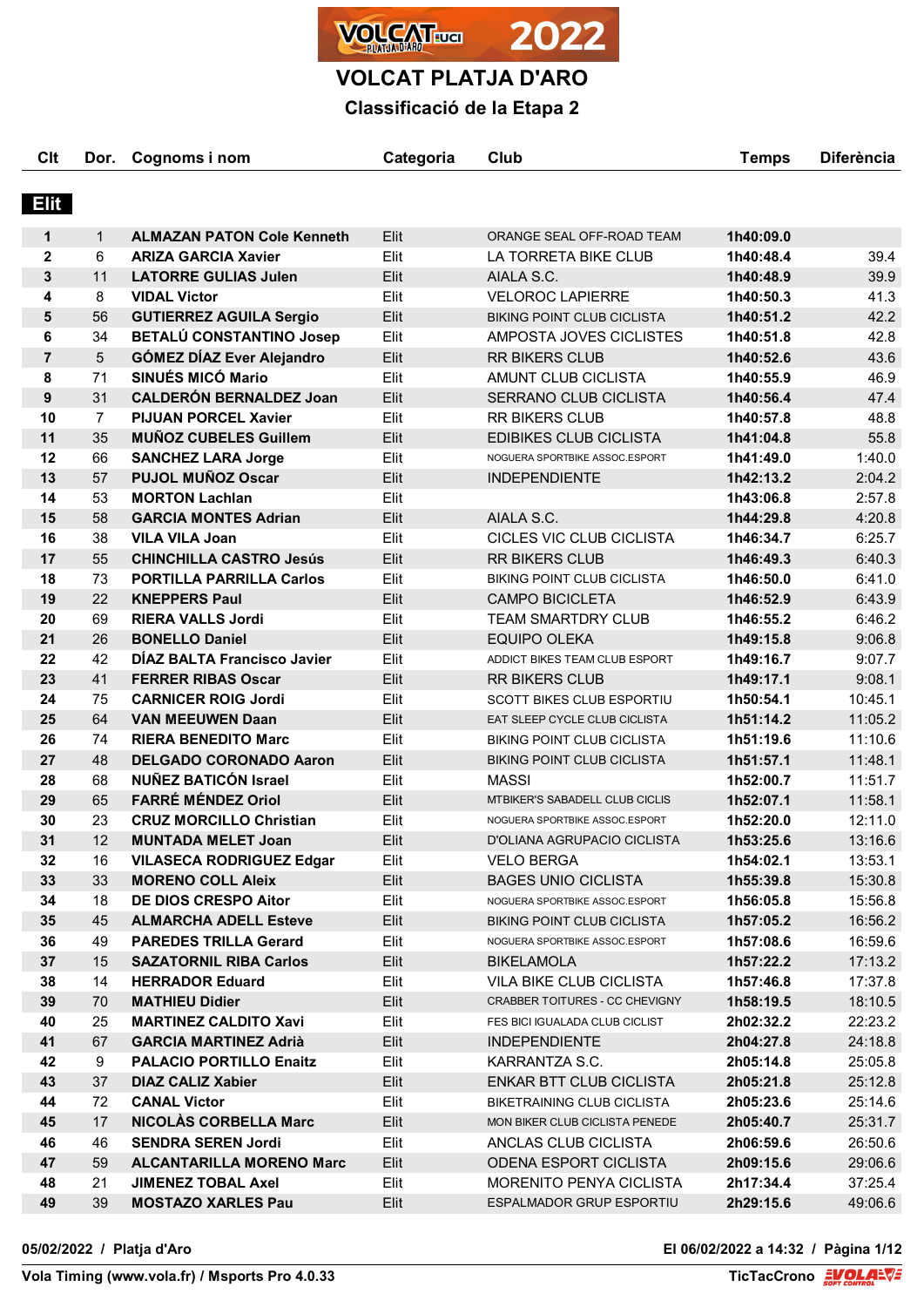# VOLCAT PLATJA D'ARO

## Classificació de la Etapa 2

| Clt | Dor. | Cognoms i nom | Categoria | Club | Temps | Diferència |
|---|---|---|---|---|---|---|
| **Elit** | | | | | | |
| 1 | 1 | **ALMAZAN PATON Cole Kenneth** | Elit | ORANGE SEAL OFF-ROAD TEAM | 1h40:09.0 | |
| 2 | 6 | **ARIZA GARCIA Xavier** | Elit | LA TORRETA BIKE CLUB | 1h40:48.4 | 39.4 |
| 3 | 11 | **LATORRE GULIAS Julen** | Elit | AIALA S.C. | 1h40:48.9 | 39.9 |
| 4 | 8 | **VIDAL Victor** | Elit | VELOROC LAPIERRE | 1h40:50.3 | 41.3 |
| 5 | 56 | **GUTIERREZ AGUILA Sergio** | Elit | BIKING POINT CLUB CICLISTA | 1h40:51.2 | 42.2 |
| 6 | 34 | **BETALÚ CONSTANTINO Josep** | Elit | AMPOSTA JOVES CICLISTES | 1h40:51.8 | 42.8 |
| 7 | 5 | **GÓMEZ DÍAZ Ever Alejandro** | Elit | RR BIKERS CLUB | 1h40:52.6 | 43.6 |
| 8 | 71 | **SINUÉS MICÓ Mario** | Elit | AMUNT CLUB CICLISTA | 1h40:55.9 | 46.9 |
| 9 | 31 | **CALDERÓN BERNALDEZ Joan** | Elit | SERRANO CLUB CICLISTA | 1h40:56.4 | 47.4 |
| 10 | 7 | **PIJUAN PORCEL Xavier** | Elit | RR BIKERS CLUB | 1h40:57.8 | 48.8 |
| 11 | 35 | **MUÑOZ CUBELES Guillem** | Elit | EDIBIKES CLUB CICLISTA | 1h41:04.8 | 55.8 |
| 12 | 66 | **SANCHEZ LARA Jorge** | Elit | NOGUERA SPORTBIKE ASSOC.ESPORT | 1h41:49.0 | 1:40.0 |
| 13 | 57 | **PUJOL MUÑOZ Oscar** | Elit | INDEPENDIENTE | 1h42:13.2 | 2:04.2 |
| 14 | 53 | **MORTON Lachlan** | Elit | | 1h43:06.8 | 2:57.8 |
| 15 | 58 | **GARCIA MONTES Adrian** | Elit | AIALA S.C. | 1h44:29.8 | 4:20.8 |
| 16 | 38 | **VILA VILA Joan** | Elit | CICLES VIC CLUB CICLISTA | 1h46:34.7 | 6:25.7 |
| 17 | 55 | **CHINCHILLA CASTRO Jesús** | Elit | RR BIKERS CLUB | 1h46:49.3 | 6:40.3 |
| 18 | 73 | **PORTILLA PARRILLA Carlos** | Elit | BIKING POINT CLUB CICLISTA | 1h46:50.0 | 6:41.0 |
| 19 | 22 | **KNEPPERS Paul** | Elit | CAMPO BICICLETA | 1h46:52.9 | 6:43.9 |
| 20 | 69 | **RIERA VALLS Jordi** | Elit | TEAM SMARTDRY CLUB | 1h46:55.2 | 6:46.2 |
| 21 | 26 | **BONELLO Daniel** | Elit | EQUIPO OLEKA | 1h49:15.8 | 9:06.8 |
| 22 | 42 | **DÍAZ BALTA Francisco Javier** | Elit | ADDICT BIKES TEAM CLUB ESPORT | 1h49:16.7 | 9:07.7 |
| 23 | 41 | **FERRER RIBAS Oscar** | Elit | RR BIKERS CLUB | 1h49:17.1 | 9:08.1 |
| 24 | 75 | **CARNICER ROIG Jordi** | Elit | SCOTT BIKES CLUB ESPORTIU | 1h50:54.1 | 10:45.1 |
| 25 | 64 | **VAN MEEUWEN Daan** | Elit | EAT SLEEP CYCLE CLUB CICLISTA | 1h51:14.2 | 11:05.2 |
| 26 | 74 | **RIERA BENEDITO Marc** | Elit | BIKING POINT CLUB CICLISTA | 1h51:19.6 | 11:10.6 |
| 27 | 48 | **DELGADO CORONADO Aaron** | Elit | BIKING POINT CLUB CICLISTA | 1h51:57.1 | 11:48.1 |
| 28 | 68 | **NUÑEZ BATICÓN Israel** | Elit | MASSI | 1h52:00.7 | 11:51.7 |
| 29 | 65 | **FARRÉ MÉNDEZ Oriol** | Elit | MTBIKER'S SABADELL CLUB CICLIS | 1h52:07.1 | 11:58.1 |
| 30 | 23 | **CRUZ MORCILLO Christian** | Elit | NOGUERA SPORTBIKE ASSOC.ESPORT | 1h52:20.0 | 12:11.0 |
| 31 | 12 | **MUNTADA MELET Joan** | Elit | D'OLIANA AGRUPACIO CICLISTA | 1h53:25.6 | 13:16.6 |
| 32 | 16 | **VILASECA RODRIGUEZ Edgar** | Elit | VELO BERGA | 1h54:02.1 | 13:53.1 |
| 33 | 33 | **MORENO COLL Aleix** | Elit | BAGES UNIO CICLISTA | 1h55:39.8 | 15:30.8 |
| 34 | 18 | **DE DIOS CRESPO Aitor** | Elit | NOGUERA SPORTBIKE ASSOC.ESPORT | 1h56:05.8 | 15:56.8 |
| 35 | 45 | **ALMARCHA ADELL Esteve** | Elit | BIKING POINT CLUB CICLISTA | 1h57:05.2 | 16:56.2 |
| 36 | 49 | **PAREDES TRILLA Gerard** | Elit | NOGUERA SPORTBIKE ASSOC.ESPORT | 1h57:08.6 | 16:59.6 |
| 37 | 15 | **SAZATORNIL RIBA Carlos** | Elit | BIKELAMOLA | 1h57:22.2 | 17:13.2 |
| 38 | 14 | **HERRADOR Eduard** | Elit | VILA BIKE CLUB CICLISTA | 1h57:46.8 | 17:37.8 |
| 39 | 70 | **MATHIEU Didier** | Elit | CRABBER TOITURES - CC CHEVIGNY | 1h58:19.5 | 18:10.5 |
| 40 | 25 | **MARTINEZ CALDITO Xavi** | Elit | FES BICI IGUALADA CLUB CICLIST | 2h02:32.2 | 22:23.2 |
| 41 | 67 | **GARCIA MARTINEZ Adrià** | Elit | INDEPENDIENTE | 2h04:27.8 | 24:18.8 |
| 42 | 9 | **PALACIO PORTILLO Enaitz** | Elit | KARRANTZA S.C. | 2h05:14.8 | 25:05.8 |
| 43 | 37 | **DIAZ CALIZ Xabier** | Elit | ENKAR BTT CLUB CICLISTA | 2h05:21.8 | 25:12.8 |
| 44 | 72 | **CANAL Victor** | Elit | BIKETRAINING CLUB CICLISTA | 2h05:23.6 | 25:14.6 |
| 45 | 17 | **NICOLÀS CORBELLA Marc** | Elit | MON BIKER CLUB CICLISTA PENEDE | 2h05:40.7 | 25:31.7 |
| 46 | 46 | **SENDRA SEREN Jordi** | Elit | ANCLAS CLUB CICLISTA | 2h06:59.6 | 26:50.6 |
| 47 | 59 | **ALCANTARILLA MORENO Marc** | Elit | ODENA ESPORT CICLISTA | 2h09:15.6 | 29:06.6 |
| 48 | 21 | **JIMENEZ TOBAL Axel** | Elit | MORENITO PENYA CICLISTA | 2h17:34.4 | 37:25.4 |
| 49 | 39 | **MOSTAZO XARLES Pau** | Elit | ESPALMADOR GRUP ESPORTIU | 2h29:15.6 | 49:06.6 |

**05/02/2022 / Platja d'Aro** — **El 06/02/2022 a 14:32**

**Vola Timing (www.vola.fr) / Msports Pro 4.0.33** — **TicTacCrono**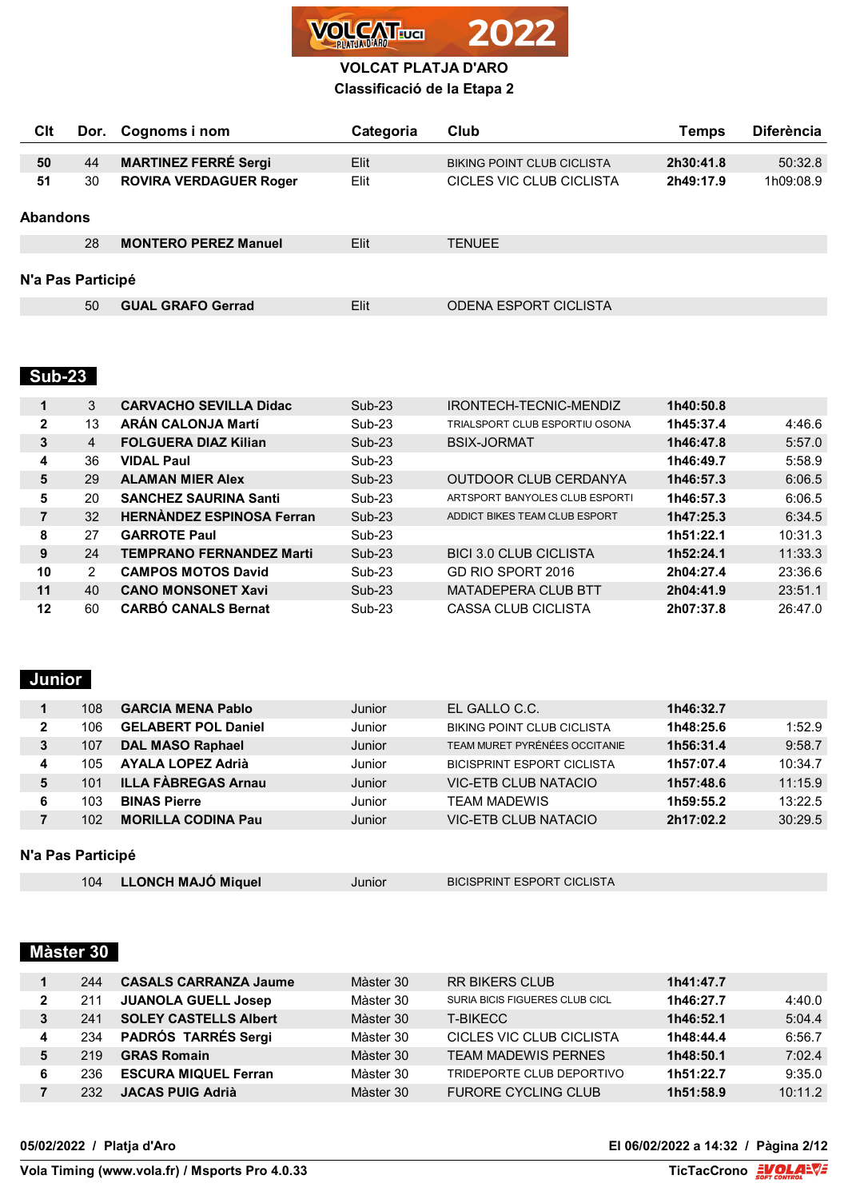# VOLCAT PLATJA D'ARO

## Classificació de la Etapa 2

| Clt | Dor. | Cognoms i nom | Categoria | Club | Temps | Diferència |
|---|---|---|---|---|---|---|
| 50 | 44 | **MARTINEZ FERRÉ Sergi** | Elit | BIKING POINT CLUB CICLISTA | **2h30:41.8** | 50:32.8 |
| 51 | 30 | **ROVIRA VERDAGUER Roger** | Elit | CICLES VIC CLUB CICLISTA | **2h49:17.9** | 1h09:08.9 |

**Abandons**

| Clt | Dor. | Cognoms i nom | Categoria | Club | Temps | Diferència |
|---|---|---|---|---|---|---|
| | 28 | **MONTERO PEREZ Manuel** | Elit | TENUEE | | |

**N'a Pas Participé**

| Clt | Dor. | Cognoms i nom | Categoria | Club | Temps | Diferència |
|---|---|---|---|---|---|---|
| | 50 | **GUAL GRAFO Gerrad** | Elit | ODENA ESPORT CICLISTA | | |

### Sub-23

| Clt | Dor. | Cognoms i nom | Categoria | Club | Temps | Diferència |
|---|---|---|---|---|---|---|
| 1 | 3 | **CARVACHO SEVILLA Didac** | Sub-23 | IRONTECH-TECNIC-MENDIZ | **1h40:50.8** | |
| 2 | 13 | **ARÁN CALONJA Martí** | Sub-23 | TRIALSPORT CLUB ESPORTIU OSONA | **1h45:37.4** | 4:46.6 |
| 3 | 4 | **FOLGUERA DIAZ Kilian** | Sub-23 | BSIX-JORMAT | **1h46:47.8** | 5:57.0 |
| 4 | 36 | **VIDAL Paul** | Sub-23 | | **1h46:49.7** | 5:58.9 |
| 5 | 29 | **ALAMAN MIER Alex** | Sub-23 | OUTDOOR CLUB CERDANYA | **1h46:57.3** | 6:06.5 |
| 5 | 20 | **SANCHEZ SAURINA Santi** | Sub-23 | ARTSPORT BANYOLES CLUB ESPORTI | **1h46:57.3** | 6:06.5 |
| 7 | 32 | **HERNÀNDEZ ESPINOSA Ferran** | Sub-23 | ADDICT BIKES TEAM CLUB ESPORT | **1h47:25.3** | 6:34.5 |
| 8 | 27 | **GARROTE Paul** | Sub-23 | | **1h51:22.1** | 10:31.3 |
| 9 | 24 | **TEMPRANO FERNANDEZ Marti** | Sub-23 | BICI 3.0 CLUB CICLISTA | **1h52:24.1** | 11:33.3 |
| 10 | 2 | **CAMPOS MOTOS David** | Sub-23 | GD RIO SPORT 2016 | **2h04:27.4** | 23:36.6 |
| 11 | 40 | **CANO MONSONET Xavi** | Sub-23 | MATADEPERA CLUB BTT | **2h04:41.9** | 23:51.1 |
| 12 | 60 | **CARBÓ CANALS Bernat** | Sub-23 | CASSA CLUB CICLISTA | **2h07:37.8** | 26:47.0 |

### Junior

| Clt | Dor. | Cognoms i nom | Categoria | Club | Temps | Diferència |
|---|---|---|---|---|---|---|
| 1 | 108 | **GARCIA MENA Pablo** | Junior | EL GALLO C.C. | **1h46:32.7** | |
| 2 | 106 | **GELABERT POL Daniel** | Junior | BIKING POINT CLUB CICLISTA | **1h48:25.6** | 1:52.9 |
| 3 | 107 | **DAL MASO Raphael** | Junior | TEAM MURET PYRÉNÉES OCCITANIE | **1h56:31.4** | 9:58.7 |
| 4 | 105 | **AYALA LOPEZ Adrià** | Junior | BICISPRINT ESPORT CICLISTA | **1h57:07.4** | 10:34.7 |
| 5 | 101 | **ILLA FÀBREGAS Arnau** | Junior | VIC-ETB CLUB NATACIO | **1h57:48.6** | 11:15.9 |
| 6 | 103 | **BINAS Pierre** | Junior | TEAM MADEWIS | **1h59:55.2** | 13:22.5 |
| 7 | 102 | **MORILLA CODINA Pau** | Junior | VIC-ETB CLUB NATACIO | **2h17:02.2** | 30:29.5 |

**N'a Pas Participé**

| Clt | Dor. | Cognoms i nom | Categoria | Club | Temps | Diferència |
|---|---|---|---|---|---|---|
| | 104 | **LLONCH MAJÓ Miquel** | Junior | BICISPRINT ESPORT CICLISTA | | |

### Màster 30

| Clt | Dor. | Cognoms i nom | Categoria | Club | Temps | Diferència |
|---|---|---|---|---|---|---|
| 1 | 244 | **CASALS CARRANZA Jaume** | Màster 30 | RR BIKERS CLUB | **1h41:47.7** | |
| 2 | 211 | **JUANOLA GUELL Josep** | Màster 30 | SURIA BICIS FIGUERES CLUB CICL | **1h46:27.7** | 4:40.0 |
| 3 | 241 | **SOLEY CASTELLS Albert** | Màster 30 | T-BIKECC | **1h46:52.1** | 5:04.4 |
| 4 | 234 | **PADRÓS TARRÉS Sergi** | Màster 30 | CICLES VIC CLUB CICLISTA | **1h48:44.4** | 6:56.7 |
| 5 | 219 | **GRAS Romain** | Màster 30 | TEAM MADEWIS PERNES | **1h48:50.1** | 7:02.4 |
| 6 | 236 | **ESCURA MIQUEL Ferran** | Màster 30 | TRIDEPORTE CLUB DEPORTIVO | **1h51:22.7** | 9:35.0 |
| 7 | 232 | **JACAS PUIG Adrià** | Màster 30 | FURORE CYCLING CLUB | **1h51:58.9** | 10:11.2 |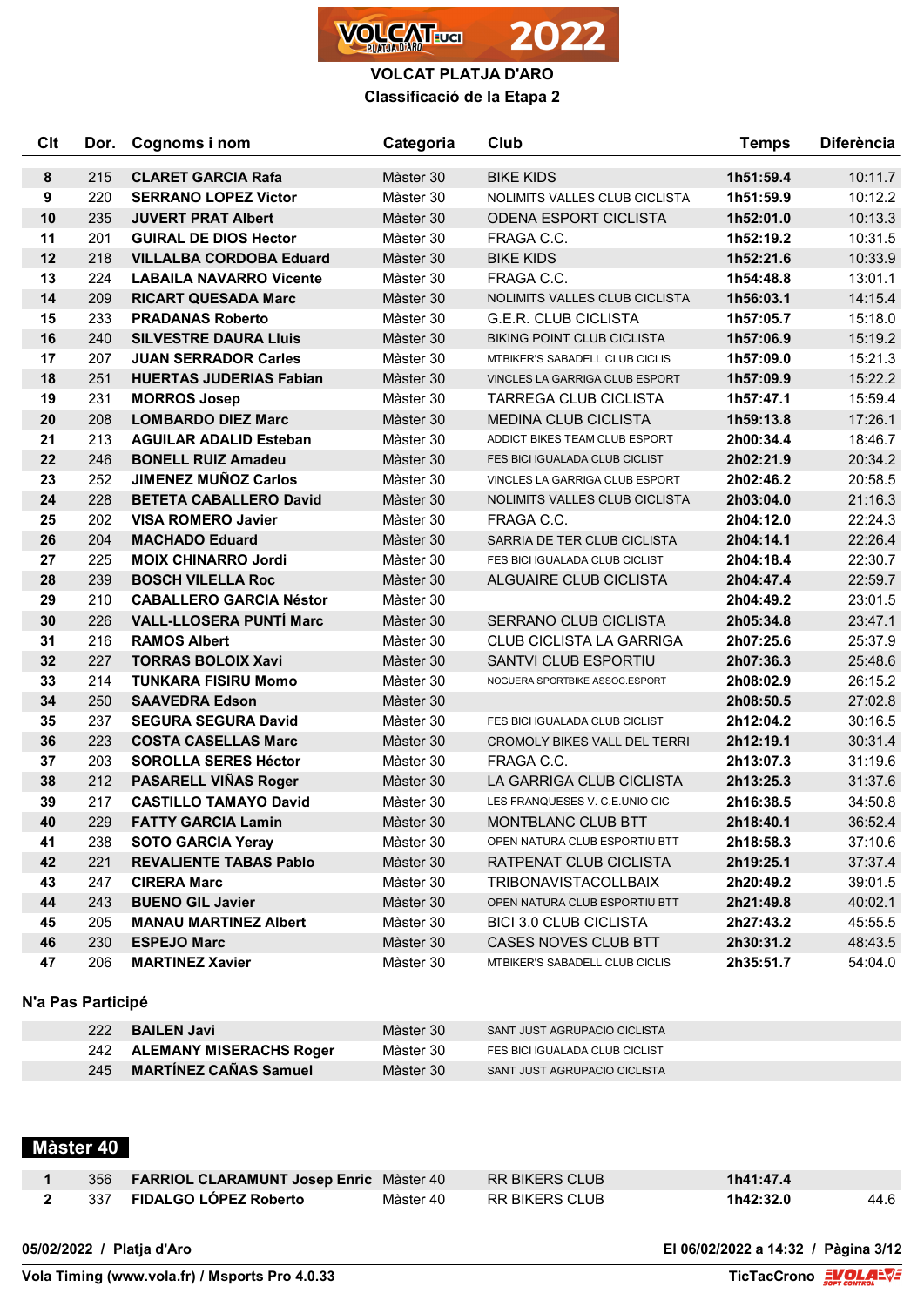# VOLCAT PLATJA D'ARO

## Classificació de la Etapa 2

| Clt | Dor. | Cognoms i nom | Categoria | Club | Temps | Diferència |
|---|---|---|---|---|---|---|
| 8 | 215 | **CLARET GARCIA Rafa** | Màster 30 | BIKE KIDS | 1h51:59.4 | 10:11.7 |
| 9 | 220 | **SERRANO LOPEZ Victor** | Màster 30 | NOLIMITS VALLES CLUB CICLISTA | 1h51:59.9 | 10:12.2 |
| 10 | 235 | **JUVERT PRAT Albert** | Màster 30 | ODENA ESPORT CICLISTA | 1h52:01.0 | 10:13.3 |
| 11 | 201 | **GUIRAL DE DIOS Hector** | Màster 30 | FRAGA C.C. | 1h52:19.2 | 10:31.5 |
| 12 | 218 | **VILLALBA CORDOBA Eduard** | Màster 30 | BIKE KIDS | 1h52:21.6 | 10:33.9 |
| 13 | 224 | **LABAILA NAVARRO Vicente** | Màster 30 | FRAGA C.C. | 1h54:48.8 | 13:01.1 |
| 14 | 209 | **RICART QUESADA Marc** | Màster 30 | NOLIMITS VALLES CLUB CICLISTA | 1h56:03.1 | 14:15.4 |
| 15 | 233 | **PRADANAS Roberto** | Màster 30 | G.E.R. CLUB CICLISTA | 1h57:05.7 | 15:18.0 |
| 16 | 240 | **SILVESTRE DAURA Lluis** | Màster 30 | BIKING POINT CLUB CICLISTA | 1h57:06.9 | 15:19.2 |
| 17 | 207 | **JUAN SERRADOR Carles** | Màster 30 | MTBIKER'S SABADELL CLUB CICLIS | 1h57:09.0 | 15:21.3 |
| 18 | 251 | **HUERTAS JUDERIAS Fabian** | Màster 30 | VINCLES LA GARRIGA CLUB ESPORT | 1h57:09.9 | 15:22.2 |
| 19 | 231 | **MORROS Josep** | Màster 30 | TARREGA CLUB CICLISTA | 1h57:47.1 | 15:59.4 |
| 20 | 208 | **LOMBARDO DIEZ Marc** | Màster 30 | MEDINA CLUB CICLISTA | 1h59:13.8 | 17:26.1 |
| 21 | 213 | **AGUILAR ADALID Esteban** | Màster 30 | ADDICT BIKES TEAM CLUB ESPORT | 2h00:34.4 | 18:46.7 |
| 22 | 246 | **BONELL RUIZ Amadeu** | Màster 30 | FES BICI IGUALADA CLUB CICLIST | 2h02:21.9 | 20:34.2 |
| 23 | 252 | **JIMENEZ MUÑOZ Carlos** | Màster 30 | VINCLES LA GARRIGA CLUB ESPORT | 2h02:46.2 | 20:58.5 |
| 24 | 228 | **BETETA CABALLERO David** | Màster 30 | NOLIMITS VALLES CLUB CICLISTA | 2h03:04.0 | 21:16.3 |
| 25 | 202 | **VISA ROMERO Javier** | Màster 30 | FRAGA C.C. | 2h04:12.0 | 22:24.3 |
| 26 | 204 | **MACHADO Eduard** | Màster 30 | SARRIA DE TER CLUB CICLISTA | 2h04:14.1 | 22:26.4 |
| 27 | 225 | **MOIX CHINARRO Jordi** | Màster 30 | FES BICI IGUALADA CLUB CICLIST | 2h04:18.4 | 22:30.7 |
| 28 | 239 | **BOSCH VILELLA Roc** | Màster 30 | ALGUAIRE CLUB CICLISTA | 2h04:47.4 | 22:59.7 |
| 29 | 210 | **CABALLERO GARCIA Néstor** | Màster 30 | | 2h04:49.2 | 23:01.5 |
| 30 | 226 | **VALL-LLOSERA PUNTÍ Marc** | Màster 30 | SERRANO CLUB CICLISTA | 2h05:34.8 | 23:47.1 |
| 31 | 216 | **RAMOS Albert** | Màster 30 | CLUB CICLISTA LA GARRIGA | 2h07:25.6 | 25:37.9 |
| 32 | 227 | **TORRAS BOLOIX Xavi** | Màster 30 | SANTVI CLUB ESPORTIU | 2h07:36.3 | 25:48.6 |
| 33 | 214 | **TUNKARA FISIRU Momo** | Màster 30 | NOGUERA SPORTBIKE ASSOC.ESPORT | 2h08:02.9 | 26:15.2 |
| 34 | 250 | **SAAVEDRA Edson** | Màster 30 | | 2h08:50.5 | 27:02.8 |
| 35 | 237 | **SEGURA SEGURA David** | Màster 30 | FES BICI IGUALADA CLUB CICLIST | 2h12:04.2 | 30:16.5 |
| 36 | 223 | **COSTA CASELLAS Marc** | Màster 30 | CROMOLY BIKES VALL DEL TERRI | 2h12:19.1 | 30:31.4 |
| 37 | 203 | **SOROLLA SERES Héctor** | Màster 30 | FRAGA C.C. | 2h13:07.3 | 31:19.6 |
| 38 | 212 | **PASARELL VIÑAS Roger** | Màster 30 | LA GARRIGA CLUB CICLISTA | 2h13:25.3 | 31:37.6 |
| 39 | 217 | **CASTILLO TAMAYO David** | Màster 30 | LES FRANQUESES V. C.E.UNIO CIC | 2h16:38.5 | 34:50.8 |
| 40 | 229 | **FATTY GARCIA Lamin** | Màster 30 | MONTBLANC CLUB BTT | 2h18:40.1 | 36:52.4 |
| 41 | 238 | **SOTO GARCIA Yeray** | Màster 30 | OPEN NATURA CLUB ESPORTIU BTT | 2h18:58.3 | 37:10.6 |
| 42 | 221 | **REVALIENTE TABAS Pablo** | Màster 30 | RATPENAT CLUB CICLISTA | 2h19:25.1 | 37:37.4 |
| 43 | 247 | **CIRERA Marc** | Màster 30 | TRIBONAVISTACOLLBAIX | 2h20:49.2 | 39:01.5 |
| 44 | 243 | **BUENO GIL Javier** | Màster 30 | OPEN NATURA CLUB ESPORTIU BTT | 2h21:49.8 | 40:02.1 |
| 45 | 205 | **MANAU MARTINEZ Albert** | Màster 30 | BICI 3.0 CLUB CICLISTA | 2h27:43.2 | 45:55.5 |
| 46 | 230 | **ESPEJO Marc** | Màster 30 | CASES NOVES CLUB BTT | 2h30:31.2 | 48:43.5 |
| 47 | 206 | **MARTINEZ Xavier** | Màster 30 | MTBIKER'S SABADELL CLUB CICLIS | 2h35:51.7 | 54:04.0 |

### N'a Pas Participé

| Dor. | Cognoms i nom | Categoria | Club |
|---|---|---|---|
| 222 | **BAILEN Javi** | Màster 30 | SANT JUST AGRUPACIO CICLISTA |
| 242 | **ALEMANY MISERACHS Roger** | Màster 30 | FES BICI IGUALADA CLUB CICLIST |
| 245 | **MARTÍNEZ CAÑAS Samuel** | Màster 30 | SANT JUST AGRUPACIO CICLISTA |

## Màster 40

| Clt | Dor. | Cognoms i nom | Categoria | Club | Temps | Diferència |
|---|---|---|---|---|---|---|
| 1 | 356 | **FARRIOL CLARAMUNT Josep Enric** | Màster 40 | RR BIKERS CLUB | 1h41:47.4 | |
| 2 | 337 | **FIDALGO LÓPEZ Roberto** | Màster 40 | RR BIKERS CLUB | 1h42:32.0 | 44.6 |

05/02/2022 / Platja d'Aro — El 06/02/2022 a 14:32

Vola Timing (www.vola.fr) / Msports Pro 4.0.33 — TicTacCrono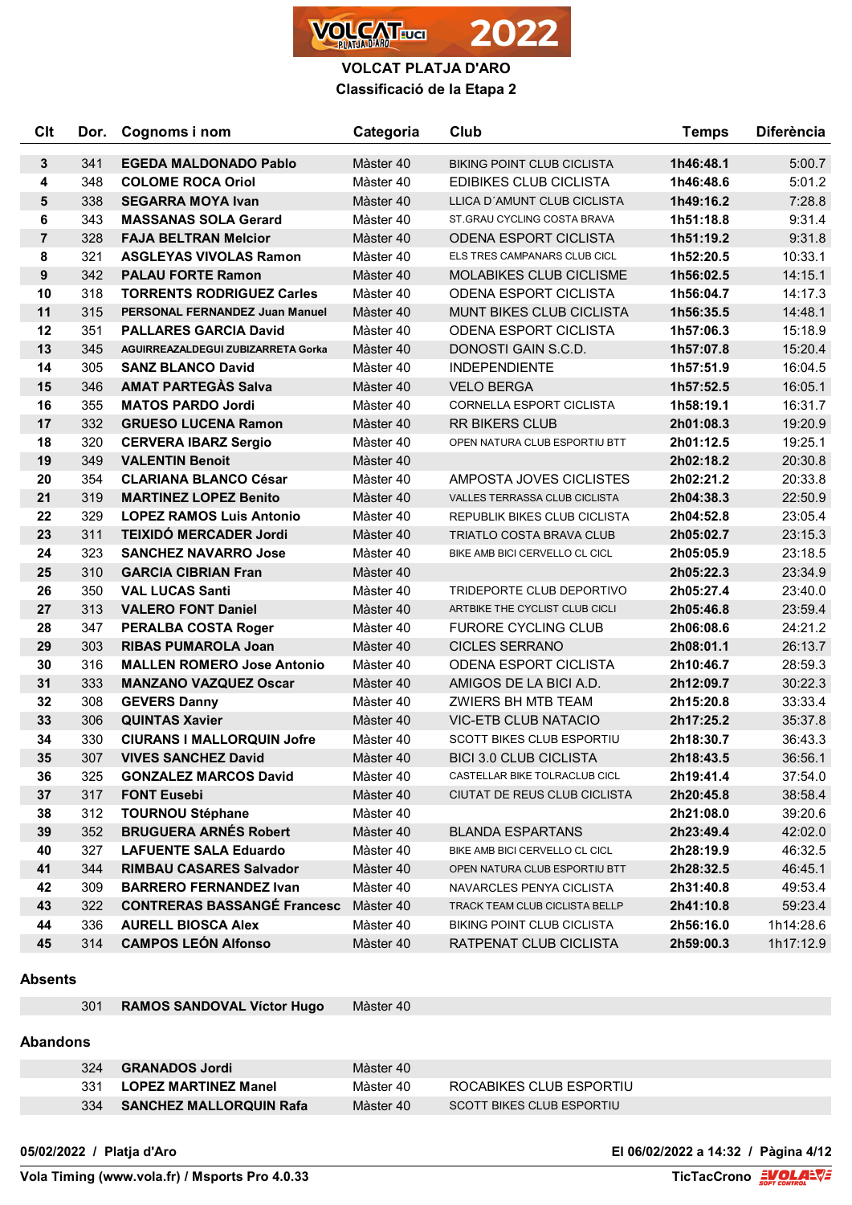# VOLCAT PLATJA D'ARO

## Classificació de la Etapa 2

| Clt | Dor. | Cognoms i nom | Categoria | Club | Temps | Diferència |
|---|---|---|---|---|---|---|
| 3 | 341 | **EGEDA MALDONADO Pablo** | Màster 40 | BIKING POINT CLUB CICLISTA | 1h46:48.1 | 5:00.7 |
| 4 | 348 | **COLOME ROCA Oriol** | Màster 40 | EDIBIKES CLUB CICLISTA | 1h46:48.6 | 5:01.2 |
| 5 | 338 | **SEGARRA MOYA Ivan** | Màster 40 | LLICA D´AMUNT CLUB CICLISTA | 1h49:16.2 | 7:28.8 |
| 6 | 343 | **MASSANAS SOLA Gerard** | Màster 40 | ST.GRAU CYCLING COSTA BRAVA | 1h51:18.8 | 9:31.4 |
| 7 | 328 | **FAJA BELTRAN Melcior** | Màster 40 | ODENA ESPORT CICLISTA | 1h51:19.2 | 9:31.8 |
| 8 | 321 | **ASGLEYAS VIVOLAS Ramon** | Màster 40 | ELS TRES CAMPANARS CLUB CICL | 1h52:20.5 | 10:33.1 |
| 9 | 342 | **PALAU FORTE Ramon** | Màster 40 | MOLABIKES CLUB CICLISME | 1h56:02.5 | 14:15.1 |
| 10 | 318 | **TORRENTS RODRIGUEZ Carles** | Màster 40 | ODENA ESPORT CICLISTA | 1h56:04.7 | 14:17.3 |
| 11 | 315 | **PERSONAL FERNANDEZ Juan Manuel** | Màster 40 | MUNT BIKES CLUB CICLISTA | 1h56:35.5 | 14:48.1 |
| 12 | 351 | **PALLARES GARCIA David** | Màster 40 | ODENA ESPORT CICLISTA | 1h57:06.3 | 15:18.9 |
| 13 | 345 | **AGUIRREAZALDEGUI ZUBIZARRETA Gorka** | Màster 40 | DONOSTI GAIN S.C.D. | 1h57:07.8 | 15:20.4 |
| 14 | 305 | **SANZ BLANCO David** | Màster 40 | INDEPENDIENTE | 1h57:51.9 | 16:04.5 |
| 15 | 346 | **AMAT PARTEGÀS Salva** | Màster 40 | VELO BERGA | 1h57:52.5 | 16:05.1 |
| 16 | 355 | **MATOS PARDO Jordi** | Màster 40 | CORNELLA ESPORT CICLISTA | 1h58:19.1 | 16:31.7 |
| 17 | 332 | **GRUESO LUCENA Ramon** | Màster 40 | RR BIKERS CLUB | 2h01:08.3 | 19:20.9 |
| 18 | 320 | **CERVERA IBARZ Sergio** | Màster 40 | OPEN NATURA CLUB ESPORTIU BTT | 2h01:12.5 | 19:25.1 |
| 19 | 349 | **VALENTIN Benoit** | Màster 40 | | 2h02:18.2 | 20:30.8 |
| 20 | 354 | **CLARIANA BLANCO César** | Màster 40 | AMPOSTA JOVES CICLISTES | 2h02:21.2 | 20:33.8 |
| 21 | 319 | **MARTINEZ LOPEZ Benito** | Màster 40 | VALLES TERRASSA CLUB CICLISTA | 2h04:38.3 | 22:50.9 |
| 22 | 329 | **LOPEZ RAMOS Luis Antonio** | Màster 40 | REPUBLIK BIKES CLUB CICLISTA | 2h04:52.8 | 23:05.4 |
| 23 | 311 | **TEIXIDÓ MERCADER Jordi** | Màster 40 | TRIATLO COSTA BRAVA CLUB | 2h05:02.7 | 23:15.3 |
| 24 | 323 | **SANCHEZ NAVARRO Jose** | Màster 40 | BIKE AMB BICI CERVELLO CL CICL | 2h05:05.9 | 23:18.5 |
| 25 | 310 | **GARCIA CIBRIAN Fran** | Màster 40 | | 2h05:22.3 | 23:34.9 |
| 26 | 350 | **VAL LUCAS Santi** | Màster 40 | TRIDEPORTE CLUB DEPORTIVO | 2h05:27.4 | 23:40.0 |
| 27 | 313 | **VALERO FONT Daniel** | Màster 40 | ARTBIKE THE CYCLIST CLUB CICLI | 2h05:46.8 | 23:59.4 |
| 28 | 347 | **PERALBA COSTA Roger** | Màster 40 | FURORE CYCLING CLUB | 2h06:08.6 | 24:21.2 |
| 29 | 303 | **RIBAS PUMAROLA Joan** | Màster 40 | CICLES SERRANO | 2h08:01.1 | 26:13.7 |
| 30 | 316 | **MALLEN ROMERO Jose Antonio** | Màster 40 | ODENA ESPORT CICLISTA | 2h10:46.7 | 28:59.3 |
| 31 | 333 | **MANZANO VAZQUEZ Oscar** | Màster 40 | AMIGOS DE LA BICI A.D. | 2h12:09.7 | 30:22.3 |
| 32 | 308 | **GEVERS Danny** | Màster 40 | ZWIERS BH MTB TEAM | 2h15:20.8 | 33:33.4 |
| 33 | 306 | **QUINTAS Xavier** | Màster 40 | VIC-ETB CLUB NATACIO | 2h17:25.2 | 35:37.8 |
| 34 | 330 | **CIURANS I MALLORQUIN Jofre** | Màster 40 | SCOTT BIKES CLUB ESPORTIU | 2h18:30.7 | 36:43.3 |
| 35 | 307 | **VIVES SANCHEZ David** | Màster 40 | BICI 3.0 CLUB CICLISTA | 2h18:43.5 | 36:56.1 |
| 36 | 325 | **GONZALEZ MARCOS David** | Màster 40 | CASTELLAR BIKE TOLRACLUB CICL | 2h19:41.4 | 37:54.0 |
| 37 | 317 | **FONT Eusebi** | Màster 40 | CIUTAT DE REUS CLUB CICLISTA | 2h20:45.8 | 38:58.4 |
| 38 | 312 | **TOURNOU Stéphane** | Màster 40 | | 2h21:08.0 | 39:20.6 |
| 39 | 352 | **BRUGUERA ARNÉS Robert** | Màster 40 | BLANDA ESPARTANS | 2h23:49.4 | 42:02.0 |
| 40 | 327 | **LAFUENTE SALA Eduardo** | Màster 40 | BIKE AMB BICI CERVELLO CL CICL | 2h28:19.9 | 46:32.5 |
| 41 | 344 | **RIMBAU CASARES Salvador** | Màster 40 | OPEN NATURA CLUB ESPORTIU BTT | 2h28:32.5 | 46:45.1 |
| 42 | 309 | **BARRERO FERNANDEZ Ivan** | Màster 40 | NAVARCLES PENYA CICLISTA | 2h31:40.8 | 49:53.4 |
| 43 | 322 | **CONTRERAS BASSANGÉ Francesc** | Màster 40 | TRACK TEAM CLUB CICLISTA BELLP | 2h41:10.8 | 59:23.4 |
| 44 | 336 | **AURELL BIOSCA Alex** | Màster 40 | BIKING POINT CLUB CICLISTA | 2h56:16.0 | 1h14:28.6 |
| 45 | 314 | **CAMPOS LEÓN Alfonso** | Màster 40 | RATPENAT CLUB CICLISTA | 2h59:00.3 | 1h17:12.9 |

### Absents

| Dor. | Cognoms i nom | Categoria |
|---|---|---|
| 301 | **RAMOS SANDOVAL Víctor Hugo** | Màster 40 |

### Abandons

| Dor. | Cognoms i nom | Categoria | Club |
|---|---|---|---|
| 324 | **GRANADOS Jordi** | Màster 40 | |
| 331 | **LOPEZ MARTINEZ Manel** | Màster 40 | ROCABIKES CLUB ESPORTIU |
| 334 | **SANCHEZ MALLORQUIN Rafa** | Màster 40 | SCOTT BIKES CLUB ESPORTIU |

**05/02/2022 / Platja d'Aro** — **El 06/02/2022 a 14:32**

**Vola Timing (www.vola.fr) / Msports Pro 4.0.33** — **TicTacCrono**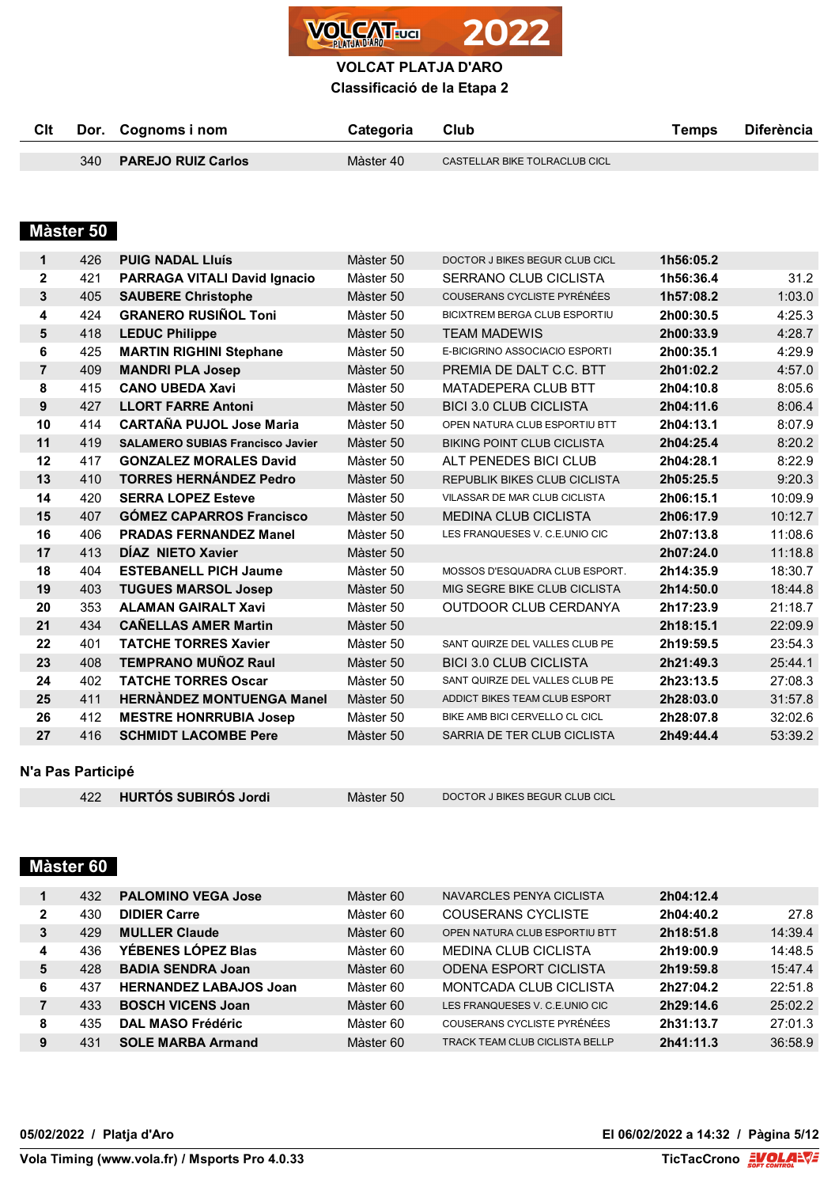# VOLCAT PLATJA D'ARO

## Classificació de la Etapa 2

| Clt | Dor. | Cognoms i nom | Categoria | Club | Temps | Diferència |
|---|---|---|---|---|---|---|
| | 340 | **PAREJO RUIZ Carlos** | Màster 40 | CASTELLAR BIKE TOLRACLUB CICL | | |

## Màster 50

| Clt | Dor. | Cognoms i nom | Categoria | Club | Temps | Diferència |
|---|---|---|---|---|---|---|
| 1 | 426 | **PUIG NADAL Lluís** | Màster 50 | DOCTOR J BIKES BEGUR CLUB CICL | **1h56:05.2** | |
| 2 | 421 | **PARRAGA VITALI David Ignacio** | Màster 50 | SERRANO CLUB CICLISTA | **1h56:36.4** | 31.2 |
| 3 | 405 | **SAUBERE Christophe** | Màster 50 | COUSERANS CYCLISTE PYRÉNÉES | **1h57:08.2** | 1:03.0 |
| 4 | 424 | **GRANERO RUSIÑOL Toni** | Màster 50 | BICIXTREM BERGA CLUB ESPORTIU | **2h00:30.5** | 4:25.3 |
| 5 | 418 | **LEDUC Philippe** | Màster 50 | TEAM MADEWIS | **2h00:33.9** | 4:28.7 |
| 6 | 425 | **MARTIN RIGHINI Stephane** | Màster 50 | E-BICIGRINO ASSOCIACIO ESPORTI | **2h00:35.1** | 4:29.9 |
| 7 | 409 | **MANDRI PLA Josep** | Màster 50 | PREMIA DE DALT C.C. BTT | **2h01:02.2** | 4:57.0 |
| 8 | 415 | **CANO UBEDA Xavi** | Màster 50 | MATADEPERA CLUB BTT | **2h04:10.8** | 8:05.6 |
| 9 | 427 | **LLORT FARRE Antoni** | Màster 50 | BICI 3.0 CLUB CICLISTA | **2h04:11.6** | 8:06.4 |
| 10 | 414 | **CARTAÑA PUJOL Jose Maria** | Màster 50 | OPEN NATURA CLUB ESPORTIU BTT | **2h04:13.1** | 8:07.9 |
| 11 | 419 | **SALAMERO SUBIAS Francisco Javier** | Màster 50 | BIKING POINT CLUB CICLISTA | **2h04:25.4** | 8:20.2 |
| 12 | 417 | **GONZALEZ MORALES David** | Màster 50 | ALT PENEDES BICI CLUB | **2h04:28.1** | 8:22.9 |
| 13 | 410 | **TORRES HERNÁNDEZ Pedro** | Màster 50 | REPUBLIK BIKES CLUB CICLISTA | **2h05:25.5** | 9:20.3 |
| 14 | 420 | **SERRA LOPEZ Esteve** | Màster 50 | VILASSAR DE MAR CLUB CICLISTA | **2h06:15.1** | 10:09.9 |
| 15 | 407 | **GÓMEZ CAPARROS Francisco** | Màster 50 | MEDINA CLUB CICLISTA | **2h06:17.9** | 10:12.7 |
| 16 | 406 | **PRADAS FERNANDEZ Manel** | Màster 50 | LES FRANQUESES V. C.E.UNIO CIC | **2h07:13.8** | 11:08.6 |
| 17 | 413 | **DÍAZ NIETO Xavier** | Màster 50 | | **2h07:24.0** | 11:18.8 |
| 18 | 404 | **ESTEBANELL PICH Jaume** | Màster 50 | MOSSOS D'ESQUADRA CLUB ESPORT. | **2h14:35.9** | 18:30.7 |
| 19 | 403 | **TUGUES MARSOL Josep** | Màster 50 | MIG SEGRE BIKE CLUB CICLISTA | **2h14:50.0** | 18:44.8 |
| 20 | 353 | **ALAMAN GAIRALT Xavi** | Màster 50 | OUTDOOR CLUB CERDANYA | **2h17:23.9** | 21:18.7 |
| 21 | 434 | **CAÑELLAS AMER Martin** | Màster 50 | | **2h18:15.1** | 22:09.9 |
| 22 | 401 | **TATCHE TORRES Xavier** | Màster 50 | SANT QUIRZE DEL VALLES CLUB PE | **2h19:59.5** | 23:54.3 |
| 23 | 408 | **TEMPRANO MUÑOZ Raul** | Màster 50 | BICI 3.0 CLUB CICLISTA | **2h21:49.3** | 25:44.1 |
| 24 | 402 | **TATCHE TORRES Oscar** | Màster 50 | SANT QUIRZE DEL VALLES CLUB PE | **2h23:13.5** | 27:08.3 |
| 25 | 411 | **HERNÀNDEZ MONTUENGA Manel** | Màster 50 | ADDICT BIKES TEAM CLUB ESPORT | **2h28:03.0** | 31:57.8 |
| 26 | 412 | **MESTRE HONRRUBIA Josep** | Màster 50 | BIKE AMB BICI CERVELLO CL CICL | **2h28:07.8** | 32:02.6 |
| 27 | 416 | **SCHMIDT LACOMBE Pere** | Màster 50 | SARRIA DE TER CLUB CICLISTA | **2h49:44.4** | 53:39.2 |

### N'a Pas Participé

| Clt | Dor. | Cognoms i nom | Categoria | Club | Temps | Diferència |
|---|---|---|---|---|---|---|
| | 422 | **HURTÓS SUBIRÓS Jordi** | Màster 50 | DOCTOR J BIKES BEGUR CLUB CICL | | |

## Màster 60

| Clt | Dor. | Cognoms i nom | Categoria | Club | Temps | Diferència |
|---|---|---|---|---|---|---|
| 1 | 432 | **PALOMINO VEGA Jose** | Màster 60 | NAVARCLES PENYA CICLISTA | **2h04:12.4** | |
| 2 | 430 | **DIDIER Carre** | Màster 60 | COUSERANS CYCLISTE | **2h04:40.2** | 27.8 |
| 3 | 429 | **MULLER Claude** | Màster 60 | OPEN NATURA CLUB ESPORTIU BTT | **2h18:51.8** | 14:39.4 |
| 4 | 436 | **YÉBENES LÓPEZ Blas** | Màster 60 | MEDINA CLUB CICLISTA | **2h19:00.9** | 14:48.5 |
| 5 | 428 | **BADIA SENDRA Joan** | Màster 60 | ODENA ESPORT CICLISTA | **2h19:59.8** | 15:47.4 |
| 6 | 437 | **HERNANDEZ LABAJOS Joan** | Màster 60 | MONTCADA CLUB CICLISTA | **2h27:04.2** | 22:51.8 |
| 7 | 433 | **BOSCH VICENS Joan** | Màster 60 | LES FRANQUESES V. C.E.UNIO CIC | **2h29:14.6** | 25:02.2 |
| 8 | 435 | **DAL MASO Frédéric** | Màster 60 | COUSERANS CYCLISTE PYRÉNÉES | **2h31:13.7** | 27:01.3 |
| 9 | 431 | **SOLE MARBA Armand** | Màster 60 | TRACK TEAM CLUB CICLISTA BELLP | **2h41:11.3** | 36:58.9 |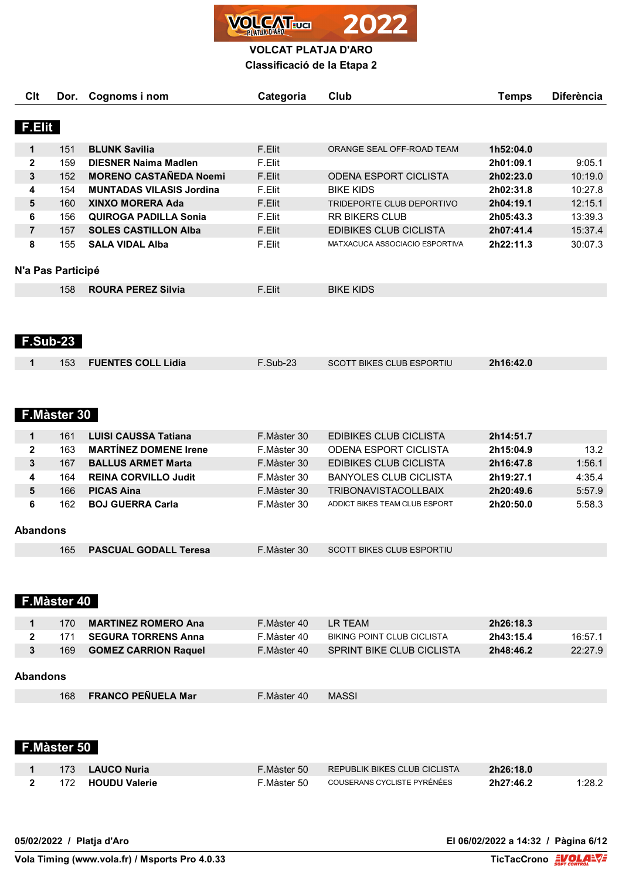**VOLCAT PLATJA D'ARO**

**Classificació de la Etapa 2**

## F.Elit

| Clt | Dor. | Cognoms i nom | Categoria | Club | Temps | Diferència |
|---|---|---|---|---|---|---|
| 1 | 151 | **BLUNK Savilia** | F.Elit | ORANGE SEAL OFF-ROAD TEAM | **1h52:04.0** | |
| 2 | 159 | **DIESNER Naima Madlen** | F.Elit | | **2h01:09.1** | 9:05.1 |
| 3 | 152 | **MORENO CASTAÑEDA Noemi** | F.Elit | ODENA ESPORT CICLISTA | **2h02:23.0** | 10:19.0 |
| 4 | 154 | **MUNTADAS VILASIS Jordina** | F.Elit | BIKE KIDS | **2h02:31.8** | 10:27.8 |
| 5 | 160 | **XINXO MORERA Ada** | F.Elit | TRIDEPORTE CLUB DEPORTIVO | **2h04:19.1** | 12:15.1 |
| 6 | 156 | **QUIROGA PADILLA Sonia** | F.Elit | RR BIKERS CLUB | **2h05:43.3** | 13:39.3 |
| 7 | 157 | **SOLES CASTILLON Alba** | F.Elit | EDIBIKES CLUB CICLISTA | **2h07:41.4** | 15:37.4 |
| 8 | 155 | **SALA VIDAL Alba** | F.Elit | MATXACUCA ASSOCIACIO ESPORTIVA | **2h22:11.3** | 30:07.3 |

**N'a Pas Participé**

| Clt | Dor. | Cognoms i nom | Categoria | Club | Temps | Diferència |
|---|---|---|---|---|---|---|
| | 158 | **ROURA PEREZ Silvia** | F.Elit | BIKE KIDS | | |

## F.Sub-23

| Clt | Dor. | Cognoms i nom | Categoria | Club | Temps | Diferència |
|---|---|---|---|---|---|---|
| 1 | 153 | **FUENTES COLL Lidia** | F.Sub-23 | SCOTT BIKES CLUB ESPORTIU | **2h16:42.0** | |

## F.Màster 30

| Clt | Dor. | Cognoms i nom | Categoria | Club | Temps | Diferència |
|---|---|---|---|---|---|---|
| 1 | 161 | **LUISI CAUSSA Tatiana** | F.Màster 30 | EDIBIKES CLUB CICLISTA | **2h14:51.7** | |
| 2 | 163 | **MARTÍNEZ DOMENE Irene** | F.Màster 30 | ODENA ESPORT CICLISTA | **2h15:04.9** | 13.2 |
| 3 | 167 | **BALLUS ARMET Marta** | F.Màster 30 | EDIBIKES CLUB CICLISTA | **2h16:47.8** | 1:56.1 |
| 4 | 164 | **REINA CORVILLO Judit** | F.Màster 30 | BANYOLES CLUB CICLISTA | **2h19:27.1** | 4:35.4 |
| 5 | 166 | **PICAS Aina** | F.Màster 30 | TRIBONAVISTACOLLBAIX | **2h20:49.6** | 5:57.9 |
| 6 | 162 | **BOJ GUERRA Carla** | F.Màster 30 | ADDICT BIKES TEAM CLUB ESPORT | **2h20:50.0** | 5:58.3 |

**Abandons**

| Clt | Dor. | Cognoms i nom | Categoria | Club | Temps | Diferència |
|---|---|---|---|---|---|---|
| | 165 | **PASCUAL GODALL Teresa** | F.Màster 30 | SCOTT BIKES CLUB ESPORTIU | | |

## F.Màster 40

| Clt | Dor. | Cognoms i nom | Categoria | Club | Temps | Diferència |
|---|---|---|---|---|---|---|
| 1 | 170 | **MARTINEZ ROMERO Ana** | F.Màster 40 | LR TEAM | **2h26:18.3** | |
| 2 | 171 | **SEGURA TORRENS Anna** | F.Màster 40 | BIKING POINT CLUB CICLISTA | **2h43:15.4** | 16:57.1 |
| 3 | 169 | **GOMEZ CARRION Raquel** | F.Màster 40 | SPRINT BIKE CLUB CICLISTA | **2h48:46.2** | 22:27.9 |

**Abandons**

| Clt | Dor. | Cognoms i nom | Categoria | Club | Temps | Diferència |
|---|---|---|---|---|---|---|
| | 168 | **FRANCO PEÑUELA Mar** | F.Màster 40 | MASSI | | |

## F.Màster 50

| Clt | Dor. | Cognoms i nom | Categoria | Club | Temps | Diferència |
|---|---|---|---|---|---|---|
| 1 | 173 | **LAUCO Nuria** | F.Màster 50 | REPUBLIK BIKES CLUB CICLISTA | **2h26:18.0** | |
| 2 | 172 | **HOUDU Valerie** | F.Màster 50 | COUSERANS CYCLISTE PYRÉNÉES | **2h27:46.2** | 1:28.2 |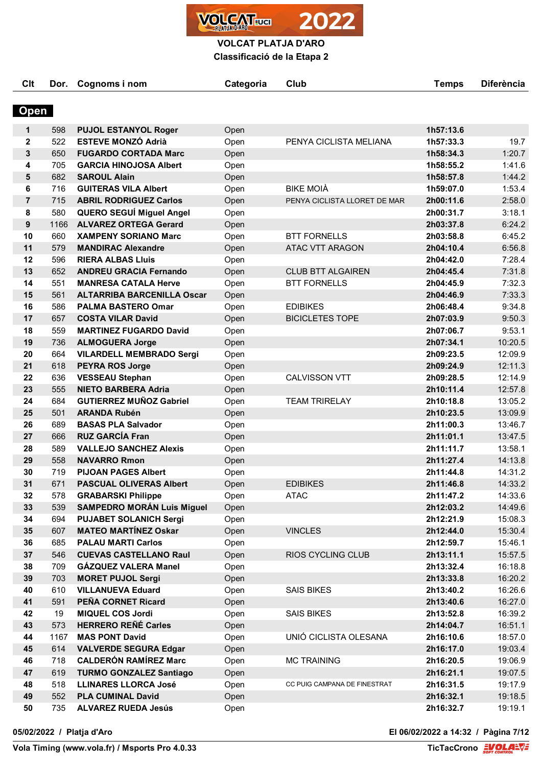# VOLCAT PLATJA D'ARO

## Classificació de la Etapa 2

| Clt | Dor. | Cognoms i nom | Categoria | Club | Temps | Diferència |
|---|---|---|---|---|---|---|
| **Open** | | | | | | |
| 1 | 598 | PUJOL ESTANYOL Roger | Open | | 1h57:13.6 | |
| 2 | 522 | ESTEVE MONZÓ Adrià | Open | PENYA CICLISTA MELIANA | 1h57:33.3 | 19.7 |
| 3 | 650 | FUGARDO CORTADA Marc | Open | | 1h58:34.3 | 1:20.7 |
| 4 | 705 | GARCIA HINOJOSA Albert | Open | | 1h58:55.2 | 1:41.6 |
| 5 | 682 | SAROUL Alain | Open | | 1h58:57.8 | 1:44.2 |
| 6 | 716 | GUITERAS VILA Albert | Open | BIKE MOIÀ | 1h59:07.0 | 1:53.4 |
| 7 | 715 | ABRIL RODRIGUEZ Carlos | Open | PENYA CICLISTA LLORET DE MAR | 2h00:11.6 | 2:58.0 |
| 8 | 580 | QUERO SEGUÍ Miguel Angel | Open | | 2h00:31.7 | 3:18.1 |
| 9 | 1166 | ALVAREZ ORTEGA Gerard | Open | | 2h03:37.8 | 6:24.2 |
| 10 | 660 | XAMPENY SORIANO Marc | Open | BTT FORNELLS | 2h03:58.8 | 6:45.2 |
| 11 | 579 | MANDIRAC Alexandre | Open | ATAC VTT ARAGON | 2h04:10.4 | 6:56.8 |
| 12 | 596 | RIERA ALBAS Lluis | Open | | 2h04:42.0 | 7:28.4 |
| 13 | 652 | ANDREU GRACIA Fernando | Open | CLUB BTT ALGAIREN | 2h04:45.4 | 7:31.8 |
| 14 | 551 | MANRESA CATALA Herve | Open | BTT FORNELLS | 2h04:45.9 | 7:32.3 |
| 15 | 561 | ALTARRIBA BARCENILLA Oscar | Open | | 2h04:46.9 | 7:33.3 |
| 16 | 586 | PALMA BASTERO Omar | Open | EDIBIKES | 2h06:48.4 | 9:34.8 |
| 17 | 657 | COSTA VILAR David | Open | BICICLETES TOPE | 2h07:03.9 | 9:50.3 |
| 18 | 559 | MARTINEZ FUGARDO David | Open | | 2h07:06.7 | 9:53.1 |
| 19 | 736 | ALMOGUERA Jorge | Open | | 2h07:34.1 | 10:20.5 |
| 20 | 664 | VILARDELL MEMBRADO Sergi | Open | | 2h09:23.5 | 12:09.9 |
| 21 | 618 | PEYRA ROS Jorge | Open | | 2h09:24.9 | 12:11.3 |
| 22 | 636 | VESSEAU Stephan | Open | CALVISSON VTT | 2h09:28.5 | 12:14.9 |
| 23 | 555 | NIETO BARBERA Adria | Open | | 2h10:11.4 | 12:57.8 |
| 24 | 684 | GUTIERREZ MUÑOZ Gabriel | Open | TEAM TRIRELAY | 2h10:18.8 | 13:05.2 |
| 25 | 501 | ARANDA Rubén | Open | | 2h10:23.5 | 13:09.9 |
| 26 | 689 | BASAS PLA Salvador | Open | | 2h11:00.3 | 13:46.7 |
| 27 | 666 | RUZ GARCÍA Fran | Open | | 2h11:01.1 | 13:47.5 |
| 28 | 589 | VALLEJO SANCHEZ Alexis | Open | | 2h11:11.7 | 13:58.1 |
| 29 | 558 | NAVARRO Rmon | Open | | 2h11:27.4 | 14:13.8 |
| 30 | 719 | PIJOAN PAGES Albert | Open | | 2h11:44.8 | 14:31.2 |
| 31 | 671 | PASCUAL OLIVERAS Albert | Open | EDIBIKES | 2h11:46.8 | 14:33.2 |
| 32 | 578 | GRABARSKI Philippe | Open | ATAC | 2h11:47.2 | 14:33.6 |
| 33 | 539 | SAMPEDRO MORÁN Luis Miguel | Open | | 2h12:03.2 | 14:49.6 |
| 34 | 694 | PUJABET SOLANICH Sergi | Open | | 2h12:21.9 | 15:08.3 |
| 35 | 607 | MATEO MARTÍNEZ Oskar | Open | VINCLES | 2h12:44.0 | 15:30.4 |
| 36 | 685 | PALAU MARTI Carlos | Open | | 2h12:59.7 | 15:46.1 |
| 37 | 546 | CUEVAS CASTELLANO Raul | Open | RIOS CYCLING CLUB | 2h13:11.1 | 15:57.5 |
| 38 | 709 | GÁZQUEZ VALERA Manel | Open | | 2h13:32.4 | 16:18.8 |
| 39 | 703 | MORET PUJOL Sergi | Open | | 2h13:33.8 | 16:20.2 |
| 40 | 610 | VILLANUEVA Eduard | Open | SAIS BIKES | 2h13:40.2 | 16:26.6 |
| 41 | 591 | PEÑA CORNET Ricard | Open | | 2h13:40.6 | 16:27.0 |
| 42 | 19 | MIQUEL COS Jordi | Open | SAIS BIKES | 2h13:52.8 | 16:39.2 |
| 43 | 573 | HERRERO REÑÉ Carles | Open | | 2h14:04.7 | 16:51.1 |
| 44 | 1167 | MAS PONT David | Open | UNIÓ CICLISTA OLESANA | 2h16:10.6 | 18:57.0 |
| 45 | 614 | VALVERDE SEGURA Edgar | Open | | 2h16:17.0 | 19:03.4 |
| 46 | 718 | CALDERÓN RAMÍREZ Marc | Open | MC TRAINING | 2h16:20.5 | 19:06.9 |
| 47 | 619 | TURMO GONZALEZ Santiago | Open | | 2h16:21.1 | 19:07.5 |
| 48 | 518 | LLINARES LLORCA José | Open | CC PUIG CAMPANA DE FINESTRAT | 2h16:31.5 | 19:17.9 |
| 49 | 552 | PLA CUMINAL David | Open | | 2h16:32.1 | 19:18.5 |
| 50 | 735 | ALVAREZ RUEDA Jesús | Open | | 2h16:32.7 | 19:19.1 |

**05/02/2022 / Platja d'Aro** — **El 06/02/2022 a 14:32**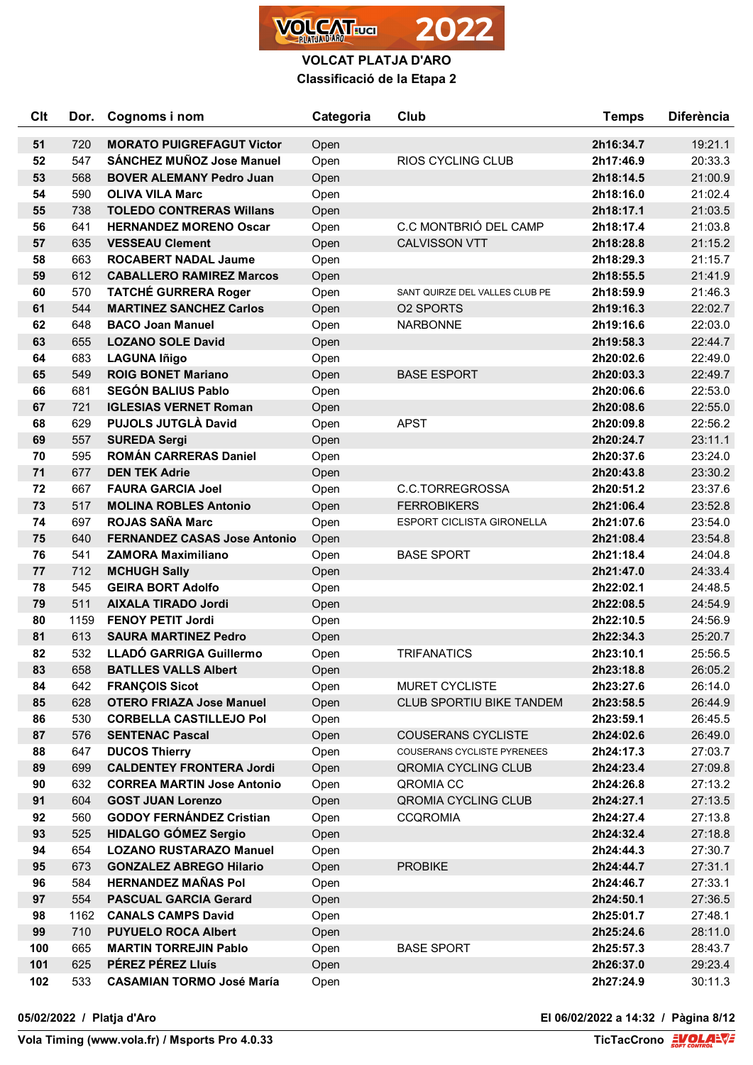# VOLCAT PLATJA D'ARO

## Classificació de la Etapa 2

| Clt | Dor. | Cognoms i nom | Categoria | Club | Temps | Diferència |
|---|---|---|---|---|---|---|
| 51 | 720 | **MORATO PUIGREFAGUT Victor** | Open | | **2h16:34.7** | 19:21.1 |
| 52 | 547 | **SÁNCHEZ MUÑOZ Jose Manuel** | Open | RIOS CYCLING CLUB | **2h17:46.9** | 20:33.3 |
| 53 | 568 | **BOVER ALEMANY Pedro Juan** | Open | | **2h18:14.5** | 21:00.9 |
| 54 | 590 | **OLIVA VILA Marc** | Open | | **2h18:16.0** | 21:02.4 |
| 55 | 738 | **TOLEDO CONTRERAS Willans** | Open | | **2h18:17.1** | 21:03.5 |
| 56 | 641 | **HERNANDEZ MORENO Oscar** | Open | C.C MONTBRIÓ DEL CAMP | **2h18:17.4** | 21:03.8 |
| 57 | 635 | **VESSEAU Clement** | Open | CALVISSON VTT | **2h18:28.8** | 21:15.2 |
| 58 | 663 | **ROCABERT NADAL Jaume** | Open | | **2h18:29.3** | 21:15.7 |
| 59 | 612 | **CABALLERO RAMIREZ Marcos** | Open | | **2h18:55.5** | 21:41.9 |
| 60 | 570 | **TATCHÉ GURRERA Roger** | Open | SANT QUIRZE DEL VALLES CLUB PE | **2h18:59.9** | 21:46.3 |
| 61 | 544 | **MARTINEZ SANCHEZ Carlos** | Open | O2 SPORTS | **2h19:16.3** | 22:02.7 |
| 62 | 648 | **BACO Joan Manuel** | Open | NARBONNE | **2h19:16.6** | 22:03.0 |
| 63 | 655 | **LOZANO SOLE David** | Open | | **2h19:58.3** | 22:44.7 |
| 64 | 683 | **LAGUNA Iñigo** | Open | | **2h20:02.6** | 22:49.0 |
| 65 | 549 | **ROIG BONET Mariano** | Open | BASE ESPORT | **2h20:03.3** | 22:49.7 |
| 66 | 681 | **SEGÓN BALIUS Pablo** | Open | | **2h20:06.6** | 22:53.0 |
| 67 | 721 | **IGLESIAS VERNET Roman** | Open | | **2h20:08.6** | 22:55.0 |
| 68 | 629 | **PUJOLS JUTGLÀ David** | Open | APST | **2h20:09.8** | 22:56.2 |
| 69 | 557 | **SUREDA Sergi** | Open | | **2h20:24.7** | 23:11.1 |
| 70 | 595 | **ROMÁN CARRERAS Daniel** | Open | | **2h20:37.6** | 23:24.0 |
| 71 | 677 | **DEN TEK Adrie** | Open | | **2h20:43.8** | 23:30.2 |
| 72 | 667 | **FAURA GARCIA Joel** | Open | C.C.TORREGROSSA | **2h20:51.2** | 23:37.6 |
| 73 | 517 | **MOLINA ROBLES Antonio** | Open | FERROBIKERS | **2h21:06.4** | 23:52.8 |
| 74 | 697 | **ROJAS SAÑA Marc** | Open | ESPORT CICLISTA GIRONELLA | **2h21:07.6** | 23:54.0 |
| 75 | 640 | **FERNANDEZ CASAS Jose Antonio** | Open | | **2h21:08.4** | 23:54.8 |
| 76 | 541 | **ZAMORA Maximiliano** | Open | BASE SPORT | **2h21:18.4** | 24:04.8 |
| 77 | 712 | **MCHUGH Sally** | Open | | **2h21:47.0** | 24:33.4 |
| 78 | 545 | **GEIRA BORT Adolfo** | Open | | **2h22:02.1** | 24:48.5 |
| 79 | 511 | **AIXALA TIRADO Jordi** | Open | | **2h22:08.5** | 24:54.9 |
| 80 | 1159 | **FENOY PETIT Jordi** | Open | | **2h22:10.5** | 24:56.9 |
| 81 | 613 | **SAURA MARTINEZ Pedro** | Open | | **2h22:34.3** | 25:20.7 |
| 82 | 532 | **LLADÓ GARRIGA Guillermo** | Open | TRIFANATICS | **2h23:10.1** | 25:56.5 |
| 83 | 658 | **BATLLES VALLS Albert** | Open | | **2h23:18.8** | 26:05.2 |
| 84 | 642 | **FRANÇOIS Sicot** | Open | MURET CYCLISTE | **2h23:27.6** | 26:14.0 |
| 85 | 628 | **OTERO FRIAZA Jose Manuel** | Open | CLUB SPORTIU BIKE TANDEM | **2h23:58.5** | 26:44.9 |
| 86 | 530 | **CORBELLA CASTILLEJO Pol** | Open | | **2h23:59.1** | 26:45.5 |
| 87 | 576 | **SENTENAC Pascal** | Open | COUSERANS CYCLISTE | **2h24:02.6** | 26:49.0 |
| 88 | 647 | **DUCOS Thierry** | Open | COUSERANS CYCLISTE PYRENEES | **2h24:17.3** | 27:03.7 |
| 89 | 699 | **CALDENTEY FRONTERA Jordi** | Open | QROMIA CYCLING CLUB | **2h24:23.4** | 27:09.8 |
| 90 | 632 | **CORREA MARTIN Jose Antonio** | Open | QROMIA CC | **2h24:26.8** | 27:13.2 |
| 91 | 604 | **GOST JUAN Lorenzo** | Open | QROMIA CYCLING CLUB | **2h24:27.1** | 27:13.5 |
| 92 | 560 | **GODOY FERNÁNDEZ Cristian** | Open | CCQROMIA | **2h24:27.4** | 27:13.8 |
| 93 | 525 | **HIDALGO GÓMEZ Sergio** | Open | | **2h24:32.4** | 27:18.8 |
| 94 | 654 | **LOZANO RUSTARAZO Manuel** | Open | | **2h24:44.3** | 27:30.7 |
| 95 | 673 | **GONZALEZ ABREGO Hilario** | Open | PROBIKE | **2h24:44.7** | 27:31.1 |
| 96 | 584 | **HERNANDEZ MAÑAS Pol** | Open | | **2h24:46.7** | 27:33.1 |
| 97 | 554 | **PASCUAL GARCIA Gerard** | Open | | **2h24:50.1** | 27:36.5 |
| 98 | 1162 | **CANALS CAMPS David** | Open | | **2h25:01.7** | 27:48.1 |
| 99 | 710 | **PUYUELO ROCA Albert** | Open | | **2h25:24.6** | 28:11.0 |
| 100 | 665 | **MARTIN TORREJIN Pablo** | Open | BASE SPORT | **2h25:57.3** | 28:43.7 |
| 101 | 625 | **PÉREZ PÉREZ Lluís** | Open | | **2h26:37.0** | 29:23.4 |
| 102 | 533 | **CASAMIAN TORMO José María** | Open | | **2h27:24.9** | 30:11.3 |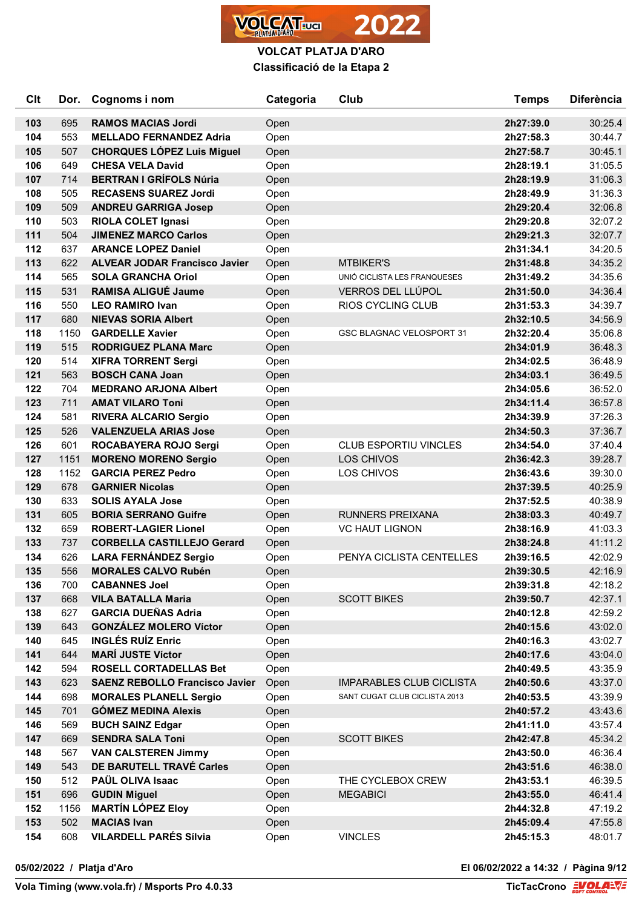# VOLCAT PLATJA D'ARO

## Classificació de la Etapa 2

| Clt | Dor. | Cognoms i nom | Categoria | Club | Temps | Diferència |
|---|---|---|---|---|---|---|
| 103 | 695 | **RAMOS MACIAS Jordi** | Open | | **2h27:39.0** | 30:25.4 |
| 104 | 553 | **MELLADO FERNANDEZ Adria** | Open | | **2h27:58.3** | 30:44.7 |
| 105 | 507 | **CHORQUES LÓPEZ Luis Miguel** | Open | | **2h27:58.7** | 30:45.1 |
| 106 | 649 | **CHESA VELA David** | Open | | **2h28:19.1** | 31:05.5 |
| 107 | 714 | **BERTRAN I GRÍFOLS Núria** | Open | | **2h28:19.9** | 31:06.3 |
| 108 | 505 | **RECASENS SUAREZ Jordi** | Open | | **2h28:49.9** | 31:36.3 |
| 109 | 509 | **ANDREU GARRIGA Josep** | Open | | **2h29:20.4** | 32:06.8 |
| 110 | 503 | **RIOLA COLET Ignasi** | Open | | **2h29:20.8** | 32:07.2 |
| 111 | 504 | **JIMENEZ MARCO Carlos** | Open | | **2h29:21.3** | 32:07.7 |
| 112 | 637 | **ARANCE LOPEZ Daniel** | Open | | **2h31:34.1** | 34:20.5 |
| 113 | 622 | **ALVEAR JODAR Francisco Javier** | Open | MTBIKER'S | **2h31:48.8** | 34:35.2 |
| 114 | 565 | **SOLA GRANCHA Oriol** | Open | UNIÓ CICLISTA LES FRANQUESES | **2h31:49.2** | 34:35.6 |
| 115 | 531 | **RAMISA ALIGUÉ Jaume** | Open | VERROS DEL LLÚPOL | **2h31:50.0** | 34:36.4 |
| 116 | 550 | **LEO RAMIRO Ivan** | Open | RIOS CYCLING CLUB | **2h31:53.3** | 34:39.7 |
| 117 | 680 | **NIEVAS SORIA Albert** | Open | | **2h32:10.5** | 34:56.9 |
| 118 | 1150 | **GARDELLE Xavier** | Open | GSC BLAGNAC VELOSPORT 31 | **2h32:20.4** | 35:06.8 |
| 119 | 515 | **RODRIGUEZ PLANA Marc** | Open | | **2h34:01.9** | 36:48.3 |
| 120 | 514 | **XIFRA TORRENT Sergi** | Open | | **2h34:02.5** | 36:48.9 |
| 121 | 563 | **BOSCH CANA Joan** | Open | | **2h34:03.1** | 36:49.5 |
| 122 | 704 | **MEDRANO ARJONA Albert** | Open | | **2h34:05.6** | 36:52.0 |
| 123 | 711 | **AMAT VILARO Toni** | Open | | **2h34:11.4** | 36:57.8 |
| 124 | 581 | **RIVERA ALCARIO Sergio** | Open | | **2h34:39.9** | 37:26.3 |
| 125 | 526 | **VALENZUELA ARIAS Jose** | Open | | **2h34:50.3** | 37:36.7 |
| 126 | 601 | **ROCABAYERA ROJO Sergi** | Open | CLUB ESPORTIU VINCLES | **2h34:54.0** | 37:40.4 |
| 127 | 1151 | **MORENO MORENO Sergio** | Open | LOS CHIVOS | **2h36:42.3** | 39:28.7 |
| 128 | 1152 | **GARCIA PEREZ Pedro** | Open | LOS CHIVOS | **2h36:43.6** | 39:30.0 |
| 129 | 678 | **GARNIER Nicolas** | Open | | **2h37:39.5** | 40:25.9 |
| 130 | 633 | **SOLIS AYALA Jose** | Open | | **2h37:52.5** | 40:38.9 |
| 131 | 605 | **BORIA SERRANO Guifre** | Open | RUNNERS PREIXANA | **2h38:03.3** | 40:49.7 |
| 132 | 659 | **ROBERT-LAGIER Lionel** | Open | VC HAUT LIGNON | **2h38:16.9** | 41:03.3 |
| 133 | 737 | **CORBELLA CASTILLEJO Gerard** | Open | | **2h38:24.8** | 41:11.2 |
| 134 | 626 | **LARA FERNÁNDEZ Sergio** | Open | PENYA CICLISTA CENTELLES | **2h39:16.5** | 42:02.9 |
| 135 | 556 | **MORALES CALVO Rubén** | Open | | **2h39:30.5** | 42:16.9 |
| 136 | 700 | **CABANNES Joel** | Open | | **2h39:31.8** | 42:18.2 |
| 137 | 668 | **VILA BATALLA Maria** | Open | SCOTT BIKES | **2h39:50.7** | 42:37.1 |
| 138 | 627 | **GARCIA DUEÑAS Adria** | Open | | **2h40:12.8** | 42:59.2 |
| 139 | 643 | **GONZÁLEZ MOLERO Víctor** | Open | | **2h40:15.6** | 43:02.0 |
| 140 | 645 | **INGLÉS RUÍZ Enric** | Open | | **2h40:16.3** | 43:02.7 |
| 141 | 644 | **MARÍ JUSTE Víctor** | Open | | **2h40:17.6** | 43:04.0 |
| 142 | 594 | **ROSELL CORTADELLAS Bet** | Open | | **2h40:49.5** | 43:35.9 |
| 143 | 623 | **SAENZ REBOLLO Francisco Javier** | Open | IMPARABLES CLUB CICLISTA | **2h40:50.6** | 43:37.0 |
| 144 | 698 | **MORALES PLANELL Sergio** | Open | SANT CUGAT CLUB CICLISTA 2013 | **2h40:53.5** | 43:39.9 |
| 145 | 701 | **GÓMEZ MEDINA Alexis** | Open | | **2h40:57.2** | 43:43.6 |
| 146 | 569 | **BUCH SAINZ Edgar** | Open | | **2h41:11.0** | 43:57.4 |
| 147 | 669 | **SENDRA SALA Toni** | Open | SCOTT BIKES | **2h42:47.8** | 45:34.2 |
| 148 | 567 | **VAN CALSTEREN Jimmy** | Open | | **2h43:50.0** | 46:36.4 |
| 149 | 543 | **DE BARUTELL TRAVÉ Carles** | Open | | **2h43:51.6** | 46:38.0 |
| 150 | 512 | **PAÜL OLIVA Isaac** | Open | THE CYCLEBOX CREW | **2h43:53.1** | 46:39.5 |
| 151 | 696 | **GUDIN Miguel** | Open | MEGABICI | **2h43:55.0** | 46:41.4 |
| 152 | 1156 | **MARTÍN LÓPEZ Eloy** | Open | | **2h44:32.8** | 47:19.2 |
| 153 | 502 | **MACIAS Ivan** | Open | | **2h45:09.4** | 47:55.8 |
| 154 | 608 | **VILARDELL PARÉS Sílvia** | Open | VINCLES | **2h45:15.3** | 48:01.7 |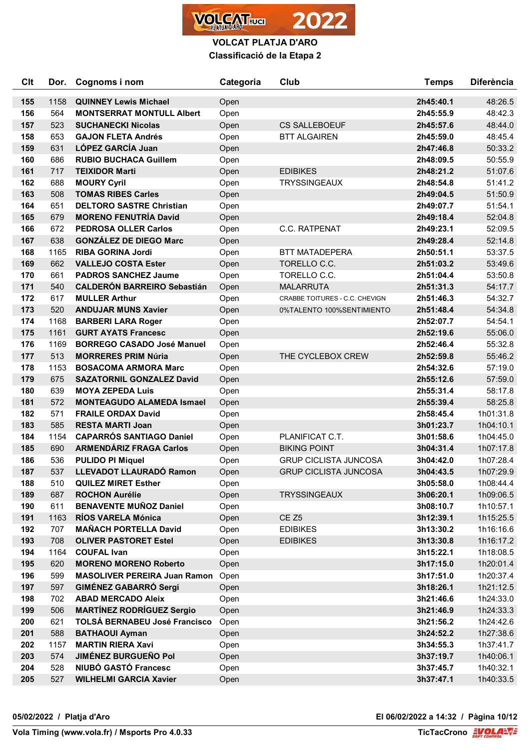# VOLCAT PLATJA D'ARO

## Classificació de la Etapa 2

| Clt | Dor. | Cognoms i nom | Categoria | Club | Temps | Diferència |
|---|---|---|---|---|---|---|
| **155** | 1158 | **QUINNEY Lewis Michael** | Open | | **2h45:40.1** | 48:26.5 |
| **156** | 564 | **MONTSERRAT MONTULL Albert** | Open | | **2h45:55.9** | 48:42.3 |
| **157** | 523 | **SUCHANECKI Nicolas** | Open | CS SALLEBOEUF | **2h45:57.6** | 48:44.0 |
| **158** | 653 | **GAJON FLETA Andrés** | Open | BTT ALGAIREN | **2h45:59.0** | 48:45.4 |
| **159** | 631 | **LÓPEZ GARCÍA Juan** | Open | | **2h47:46.8** | 50:33.2 |
| **160** | 686 | **RUBIO BUCHACA Guillem** | Open | | **2h48:09.5** | 50:55.9 |
| **161** | 717 | **TEIXIDOR Marti** | Open | EDIBIKES | **2h48:21.2** | 51:07.6 |
| **162** | 688 | **MOURY Cyril** | Open | TRYSSINGEAUX | **2h48:54.8** | 51:41.2 |
| **163** | 508 | **TOMAS RIBES Carles** | Open | | **2h49:04.5** | 51:50.9 |
| **164** | 651 | **DELTORO SASTRE Christian** | Open | | **2h49:07.7** | 51:54.1 |
| **165** | 679 | **MORENO FENUTRÍA David** | Open | | **2h49:18.4** | 52:04.8 |
| **166** | 672 | **PEDROSA OLLER Carlos** | Open | C.C. RATPENAT | **2h49:23.1** | 52:09.5 |
| **167** | 638 | **GONZÁLEZ DE DIEGO Marc** | Open | | **2h49:28.4** | 52:14.8 |
| **168** | 1165 | **RIBA GORINA Jordi** | Open | BTT MATADEPERA | **2h50:51.1** | 53:37.5 |
| **169** | 662 | **VALLEJO COSTA Ester** | Open | TORELLO C.C. | **2h51:03.2** | 53:49.6 |
| **170** | 661 | **PADROS SANCHEZ Jaume** | Open | TORELLO C.C. | **2h51:04.4** | 53:50.8 |
| **171** | 540 | **CALDERÓN BARREIRO Sebastián** | Open | MALARRUTA | **2h51:31.3** | 54:17.7 |
| **172** | 617 | **MULLER Arthur** | Open | CRABBE TOITURES - C.C. CHEVIGN | **2h51:46.3** | 54:32.7 |
| **173** | 520 | **ANDUJAR MUNS Xavier** | Open | 0%TALENTO 100%SENTIMIENTO | **2h51:48.4** | 54:34.8 |
| **174** | 1168 | **BARBERI LARA Roger** | Open | | **2h52:07.7** | 54:54.1 |
| **175** | 1161 | **GURT AYATS Francesc** | Open | | **2h52:19.6** | 55:06.0 |
| **176** | 1169 | **BORREGO CASADO José Manuel** | Open | | **2h52:46.4** | 55:32.8 |
| **177** | 513 | **MORRERES PRIM Núria** | Open | THE CYCLEBOX CREW | **2h52:59.8** | 55:46.2 |
| **178** | 1153 | **BOSACOMA ARMORA Marc** | Open | | **2h54:32.6** | 57:19.0 |
| **179** | 675 | **SAZATORNIL GONZALEZ David** | Open | | **2h55:12.6** | 57:59.0 |
| **180** | 639 | **MOYA ZEPEDA Luis** | Open | | **2h55:31.4** | 58:17.8 |
| **181** | 572 | **MONTEAGUDO ALAMEDA Ismael** | Open | | **2h55:39.4** | 58:25.8 |
| **182** | 571 | **FRAILE ORDAX David** | Open | | **2h58:45.4** | 1h01:31.8 |
| **183** | 585 | **RESTA MARTI Joan** | Open | | **3h01:23.7** | 1h04:10.1 |
| **184** | 1154 | **CAPARRÓS SANTIAGO Daniel** | Open | PLANIFICAT C.T. | **3h01:58.6** | 1h04:45.0 |
| **185** | 690 | **ARMENDÁRIZ FRAGA Carlos** | Open | BIKING POINT | **3h04:31.4** | 1h07:17.8 |
| **186** | 536 | **PULIDO PI Miquel** | Open | GRUP CICLISTA JUNCOSA | **3h04:42.0** | 1h07:28.4 |
| **187** | 537 | **LLEVADOT LLAURADÓ Ramon** | Open | GRUP CICLISTA JUNCOSA | **3h04:43.5** | 1h07:29.9 |
| **188** | 510 | **QUILEZ MIRET Esther** | Open | | **3h05:58.0** | 1h08:44.4 |
| **189** | 687 | **ROCHON Aurélie** | Open | TRYSSINGEAUX | **3h06:20.1** | 1h09:06.5 |
| **190** | 611 | **BENAVENTE MUÑOZ Daniel** | Open | | **3h08:10.7** | 1h10:57.1 |
| **191** | 1163 | **RÍOS VARELA Mónica** | Open | CE Z5 | **3h12:39.1** | 1h15:25.5 |
| **192** | 707 | **MAÑACH PORTELLA David** | Open | EDIBIKES | **3h13:30.2** | 1h16:16.6 |
| **193** | 708 | **OLIVER PASTORET Estel** | Open | EDIBIKES | **3h13:30.8** | 1h16:17.2 |
| **194** | 1164 | **COUFAL Ivan** | Open | | **3h15:22.1** | 1h18:08.5 |
| **195** | 620 | **MORENO MORENO Roberto** | Open | | **3h17:15.0** | 1h20:01.4 |
| **196** | 599 | **MASOLIVER PEREIRA Juan Ramon** | Open | | **3h17:51.0** | 1h20:37.4 |
| **197** | 597 | **GIMÉNEZ GABARRÓ Sergi** | Open | | **3h18:26.1** | 1h21:12.5 |
| **198** | 702 | **ABAD MERCADO Aleix** | Open | | **3h21:46.6** | 1h24:33.0 |
| **199** | 506 | **MARTÍNEZ RODRÍGUEZ Sergio** | Open | | **3h21:46.9** | 1h24:33.3 |
| **200** | 621 | **TOLSÁ BERNABEU José Francisco** | Open | | **3h21:56.2** | 1h24:42.6 |
| **201** | 588 | **BATHAOUI Ayman** | Open | | **3h24:52.2** | 1h27:38.6 |
| **202** | 1157 | **MARTIN RIERA Xavi** | Open | | **3h34:55.3** | 1h37:41.7 |
| **203** | 574 | **JIMÉNEZ BURGUEÑO Pol** | Open | | **3h37:19.7** | 1h40:06.1 |
| **204** | 528 | **NIUBÓ GASTÓ Francesc** | Open | | **3h37:45.7** | 1h40:32.1 |
| **205** | 527 | **WILHELMI GARCIA Xavier** | Open | | **3h37:47.1** | 1h40:33.5 |

**05/02/2022 / Platja d'Aro** — **El 06/02/2022 a 14:32**

**Vola Timing (www.vola.fr) / Msports Pro 4.0.33** — **TicTacCrono**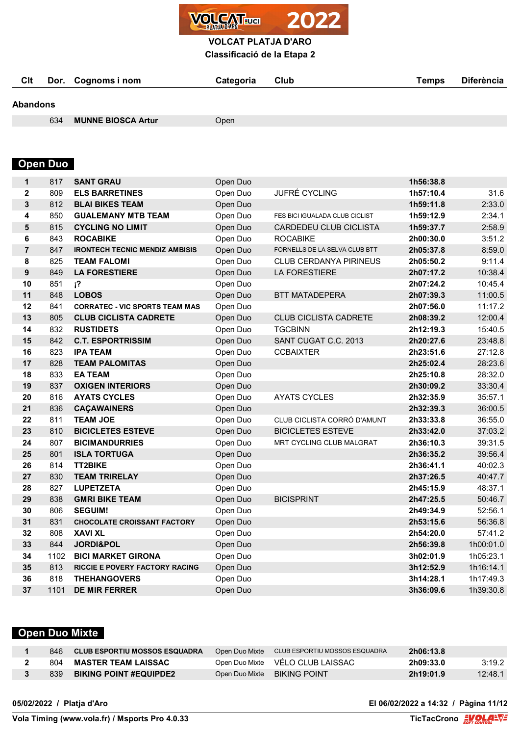# VOLCAT PLATJA D'ARO

## Classificació de la Etapa 2

| Clt | Dor. | Cognoms i nom | Categoria | Club | Temps | Diferència |
|---|---|---|---|---|---|---|

### Abandons

| Clt | Dor. | Cognoms i nom | Categoria | Club | Temps | Diferència |
|---|---|---|---|---|---|---|
| | 634 | **MUNNE BIOSCA Artur** | Open | | | |

## Open Duo

| Clt | Dor. | Cognoms i nom | Categoria | Club | Temps | Diferència |
|---|---|---|---|---|---|---|
| 1 | 817 | **SANT GRAU** | Open Duo | | **1h56:38.8** | |
| 2 | 809 | **ELS BARRETINES** | Open Duo | JUFRÉ CYCLING | **1h57:10.4** | 31.6 |
| 3 | 812 | **BLAI BIKES TEAM** | Open Duo | | **1h59:11.8** | 2:33.0 |
| 4 | 850 | **GUALEMANY MTB TEAM** | Open Duo | FES BICI IGUALADA CLUB CICLIST | **1h59:12.9** | 2:34.1 |
| 5 | 815 | **CYCLING NO LIMIT** | Open Duo | CARDEDEU CLUB CICLISTA | **1h59:37.7** | 2:58.9 |
| 6 | 843 | **ROCABIKE** | Open Duo | ROCABIKE | **2h00:30.0** | 3:51.2 |
| 7 | 847 | **IRONTECH TECNIC MENDIZ AMBISIS** | Open Duo | FORNELLS DE LA SELVA CLUB BTT | **2h05:37.8** | 8:59.0 |
| 8 | 825 | **TEAM FALOMI** | Open Duo | CLUB CERDANYA PIRINEUS | **2h05:50.2** | 9:11.4 |
| 9 | 849 | **LA FORESTIERE** | Open Duo | LA FORESTIERE | **2h07:17.2** | 10:38.4 |
| 10 | 851 | **¡?** | Open Duo | | **2h07:24.2** | 10:45.4 |
| 11 | 848 | **LOBOS** | Open Duo | BTT MATADEPERA | **2h07:39.3** | 11:00.5 |
| 12 | 841 | **CORRATEC - VIC SPORTS TEAM MAS** | Open Duo | | **2h07:56.0** | 11:17.2 |
| 13 | 805 | **CLUB CICLISTA CADRETE** | Open Duo | CLUB CICLISTA CADRETE | **2h08:39.2** | 12:00.4 |
| 14 | 832 | **RUSTIDETS** | Open Duo | TGCBINN | **2h12:19.3** | 15:40.5 |
| 15 | 842 | **C.T. ESPORTRISSIM** | Open Duo | SANT CUGAT C.C. 2013 | **2h20:27.6** | 23:48.8 |
| 16 | 823 | **IPA TEAM** | Open Duo | CCBAIXTER | **2h23:51.6** | 27:12.8 |
| 17 | 828 | **TEAM PALOMITAS** | Open Duo | | **2h25:02.4** | 28:23.6 |
| 18 | 833 | **EA TEAM** | Open Duo | | **2h25:10.8** | 28:32.0 |
| 19 | 837 | **OXIGEN INTERIORS** | Open Duo | | **2h30:09.2** | 33:30.4 |
| 20 | 816 | **AYATS CYCLES** | Open Duo | AYATS CYCLES | **2h32:35.9** | 35:57.1 |
| 21 | 836 | **CAÇAWAINERS** | Open Duo | | **2h32:39.3** | 36:00.5 |
| 22 | 811 | **TEAM JOE** | Open Duo | CLUB CICLISTA CORRÓ D'AMUNT | **2h33:33.8** | 36:55.0 |
| 23 | 810 | **BICICLETES ESTEVE** | Open Duo | BICICLETES ESTEVE | **2h33:42.0** | 37:03.2 |
| 24 | 807 | **BICIMANDURRIES** | Open Duo | MRT CYCLING CLUB MALGRAT | **2h36:10.3** | 39:31.5 |
| 25 | 801 | **ISLA TORTUGA** | Open Duo | | **2h36:35.2** | 39:56.4 |
| 26 | 814 | **TT2BIKE** | Open Duo | | **2h36:41.1** | 40:02.3 |
| 27 | 830 | **TEAM TRIRELAY** | Open Duo | | **2h37:26.5** | 40:47.7 |
| 28 | 827 | **LUPETZETA** | Open Duo | | **2h45:15.9** | 48:37.1 |
| 29 | 838 | **GMRI BIKE TEAM** | Open Duo | BICISPRINT | **2h47:25.5** | 50:46.7 |
| 30 | 806 | **SEGUIM!** | Open Duo | | **2h49:34.9** | 52:56.1 |
| 31 | 831 | **CHOCOLATE CROISSANT FACTORY** | Open Duo | | **2h53:15.6** | 56:36.8 |
| 32 | 808 | **XAVI XL** | Open Duo | | **2h54:20.0** | 57:41.2 |
| 33 | 844 | **JORDI&POL** | Open Duo | | **2h56:39.8** | 1h00:01.0 |
| 34 | 1102 | **BICI MARKET GIRONA** | Open Duo | | **3h02:01.9** | 1h05:23.1 |
| 35 | 813 | **RICCIE E POVERY FACTORY RACING** | Open Duo | | **3h12:52.9** | 1h16:14.1 |
| 36 | 818 | **THEHANGOVERS** | Open Duo | | **3h14:28.1** | 1h17:49.3 |
| 37 | 1101 | **DE MIR FERRER** | Open Duo | | **3h36:09.6** | 1h39:30.8 |

## Open Duo Mixte

| Clt | Dor. | Cognoms i nom | Categoria | Club | Temps | Diferència |
|---|---|---|---|---|---|---|
| 1 | 846 | **CLUB ESPORTIU MOSSOS ESQUADRA** | Open Duo Mixte | CLUB ESPORTIU MOSSOS ESQUADRA | **2h06:13.8** | |
| 2 | 804 | **MASTER TEAM LAISSAC** | Open Duo Mixte | VÉLO CLUB LAISSAC | **2h09:33.0** | 3:19.2 |
| 3 | 839 | **BIKING POINT #EQUIPDE2** | Open Duo Mixte | BIKING POINT | **2h19:01.9** | 12:48.1 |

**05/02/2022 / Platja d'Aro** — **El 06/02/2022 a 14:32**

**Vola Timing (www.vola.fr) / Msports Pro 4.0.33** — **TicTacCrono**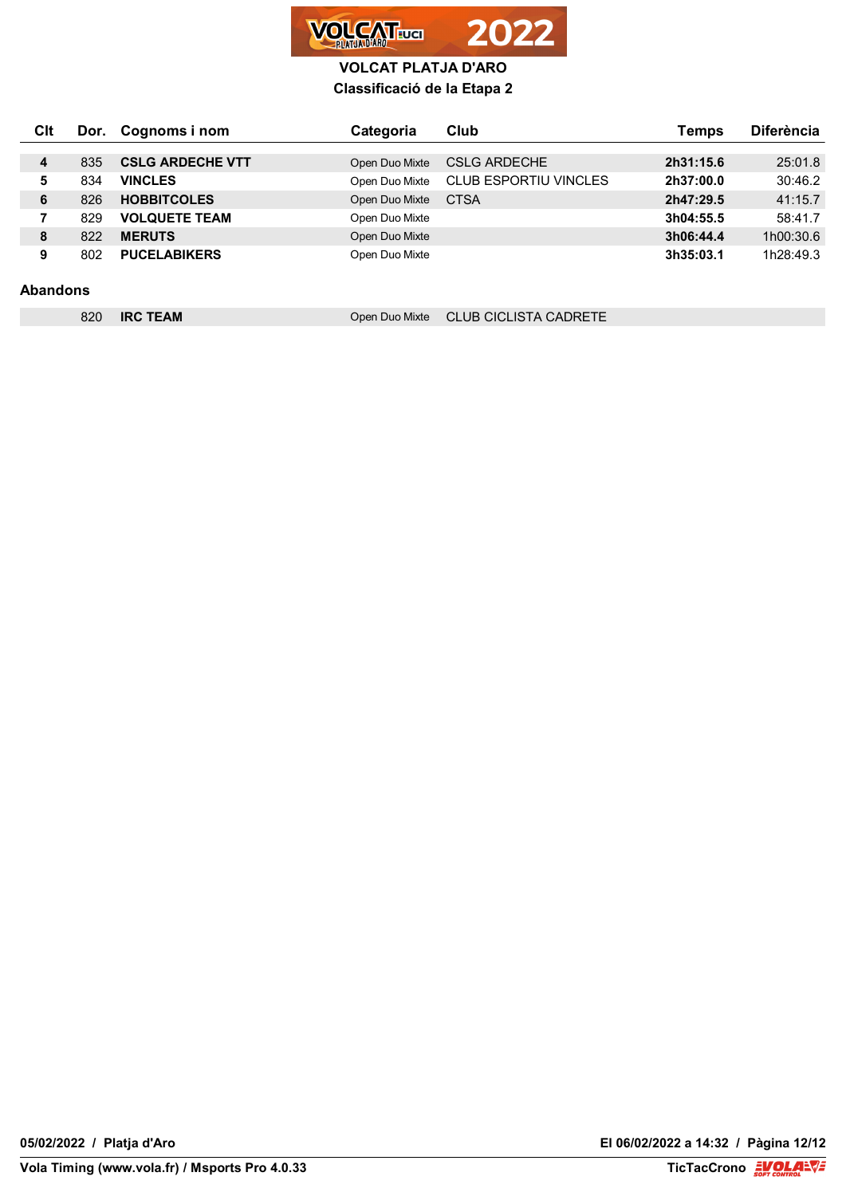# VOLCAT PLATJA D'ARO

## Classificació de la Etapa 2

| Clt | Dor. | Cognoms i nom | Categoria | Club | Temps | Diferència |
|---|---|---|---|---|---|---|
| **4** | 835 | **CSLG ARDECHE VTT** | Open Duo Mixte | CSLG ARDECHE | **2h31:15.6** | 25:01.8 |
| **5** | 834 | **VINCLES** | Open Duo Mixte | CLUB ESPORTIU VINCLES | **2h37:00.0** | 30:46.2 |
| **6** | 826 | **HOBBITCOLES** | Open Duo Mixte | CTSA | **2h47:29.5** | 41:15.7 |
| **7** | 829 | **VOLQUETE TEAM** | Open Duo Mixte | | **3h04:55.5** | 58:41.7 |
| **8** | 822 | **MERUTS** | Open Duo Mixte | | **3h06:44.4** | 1h00:30.6 |
| **9** | 802 | **PUCELABIKERS** | Open Duo Mixte | | **3h35:03.1** | 1h28:49.3 |

### Abandons

| | Dor. | Cognoms i nom | Categoria | Club | Temps | Diferència |
|---|---|---|---|---|---|---|
| | 820 | **IRC TEAM** | Open Duo Mixte | CLUB CICLISTA CADRETE | | |

**05/02/2022 / Platja d'Aro** **El 06/02/2022 a 14:32**

**Vola Timing (www.vola.fr) / Msports Pro 4.0.33** **TicTacCrono**